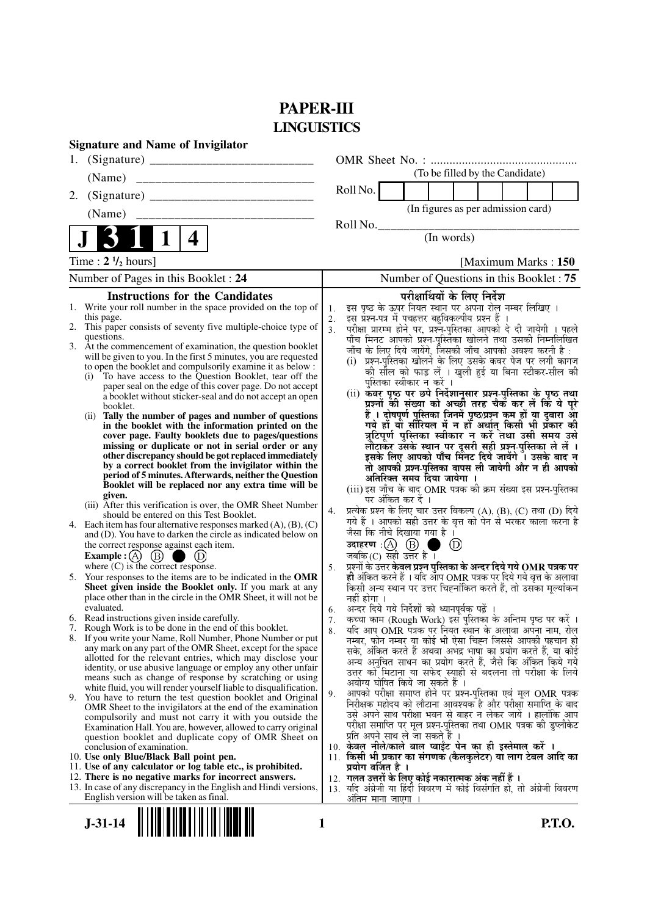# PAPER-III
## LINGUISTICS

**Signature and Name of Invigilator**

1. (Signature) __________________________

   (Name) __________________________

2. (Signature) __________________________

   (Name) __________________________

OMR Sheet No. : ...............................................

(To be filled by the Candidate)

Roll No. | | | | | | | | |

(In figures as per admission card)

Roll No.________________________________

(In words)

**J 3 1 1 4**

Time : **2 ½ hours**] [Maximum Marks : **150**

Number of Pages in this Booklet : **24**

Number of Questions in this Booklet : **75**

### Instructions for the Candidates

1. Write your roll number in the space provided on the top of this page.
2. This paper consists of seventy five multiple-choice type of questions.
3. At the commencement of examination, the question booklet will be given to you. In the first 5 minutes, you are requested to open the booklet and compulsorily examine it as below :
   (i) To have access to the Question Booklet, tear off the paper seal on the edge of this cover page. Do not accept a booklet without sticker-seal and do not accept an open booklet.
   (ii) **Tally the number of pages and number of questions in the booklet with the information printed on the cover page. Faulty booklets due to pages/questions missing or duplicate or not in serial order or any other discrepancy should be got replaced immediately by a correct booklet from the invigilator within the period of 5 minutes. Afterwards, neither the Question Booklet will be replaced nor any extra time will be given.**
   (iii) After this verification is over, the OMR Sheet Number should be entered on this Test Booklet.
4. Each item has four alternative responses marked (A), (B), (C) and (D). You have to darken the circle as indicated below on the correct response against each item.
   **Example :** (A) (B) ● (D)
   where (C) is the correct response.
5. Your responses to the items are to be indicated in the **OMR Sheet given inside the Booklet only.** If you mark at any place other than in the circle in the OMR Sheet, it will not be evaluated.
6. Read instructions given inside carefully.
7. Rough Work is to be done in the end of this booklet.
8. If you write your Name, Roll Number, Phone Number or put any mark on any part of the OMR Sheet, except for the space allotted for the relevant entries, which may disclose your identity, or use abusive language or employ any other unfair means such as change of response by scratching or using white fluid, you will render yourself liable to disqualification.
9. You have to return the test question booklet and Original OMR Sheet to the invigilators at the end of the examination compulsorily and must not carry it with you outside the Examination Hall. You are, however, allowed to carry original question booklet and duplicate copy of OMR Sheet on conclusion of examination.
10. **Use only Blue/Black Ball point pen.**
11. **Use of any calculator or log table etc., is prohibited.**
12. **There is no negative marks for incorrect answers.**
13. In case of any discrepancy in the English and Hindi versions, English version will be taken as final.

### परीक्षार्थियों के लिए निर्देश

1. इस पृष्ठ के ऊपर नियत स्थान पर अपना रोल नम्बर लिखिए ।
2. इस प्रश्न-पत्र में पचहत्तर बहुविकल्पीय प्रश्न हैं ।
3. परीक्षा प्रारम्भ होने पर, प्रश्न-पुस्तिका आपको दे दी जायेगी । पहले पाँच मिनट आपको प्रश्न-पुस्तिका खोलने तथा उसकी निम्नलिखित जाँच के लिए दिये जायेंगे, जिसकी जाँच आपको अवश्य करनी है :
   (i) प्रश्न-पुस्तिका खोलने के लिए उसके कवर पेज पर लगी कागज की सील को फाड़ लें । खुली हुई या बिना स्टीकर-सील की पुस्तिका स्वीकार न करें ।
   (ii) **कवर पृष्ठ पर छपे निर्देशानुसार प्रश्न-पुस्तिका के पृष्ठ तथा प्रश्नों की संख्या को अच्छी तरह चैक कर लें कि ये पूरे हैं । दोषपूर्ण पुस्तिका जिनमें पृष्ठ/प्रश्न कम हों या दुबारा आ गये हों या सीरियल में न हों अर्थात् किसी भी प्रकार की त्रुटिपूर्ण पुस्तिका स्वीकार न करें तथा उसी समय उसे लौटाकर उसके स्थान पर दूसरी सही प्रश्न-पुस्तिका ले लें । इसके लिए आपको पाँच मिनट दिये जायेंगे । उसके बाद न तो आपकी प्रश्न-पुस्तिका वापस ली जायेगी और न ही आपको अतिरिक्त समय दिया जायेगा ।**
   (iii) इस जाँच के बाद OMR पत्रक की क्रम संख्या इस प्रश्न-पुस्तिका पर अंकित कर दें ।
4. प्रत्येक प्रश्न के लिए चार उत्तर विकल्प (A), (B), (C) तथा (D) दिये गये हैं । आपको सही उत्तर के वृत्त को पेन से भरकर काला करना है जैसा कि नीचे दिखाया गया है ।
   **उदाहरण :** (A) (B) ● (D)
   जबकि (C) सही उत्तर है ।
5. प्रश्नों के उत्तर **केवल प्रश्न पुस्तिका के अन्दर दिये गये OMR पत्रक पर ही** अंकित करने हैं । यदि आप OMR पत्रक पर दिये गये वृत्त के अलावा किसी अन्य स्थान पर उत्तर चिह्नांकित करते हैं, तो उसका मूल्यांकन नहीं होगा ।
6. अन्दर दिये गये निर्देशों को ध्यानपूर्वक पढ़ें ।
7. कच्चा काम (Rough Work) इस पुस्तिका के अन्तिम पृष्ठ पर करें ।
8. यदि आप OMR पत्रक पर नियत स्थान के अलावा अपना नाम, रोल नम्बर, फोन नम्बर या कोई भी ऐसा चिह्न जिससे आपकी पहचान हो सके, अंकित करते हैं अथवा अभद्र भाषा का प्रयोग करते हैं, या कोई अन्य अनुचित साधन का प्रयोग करते हैं, जैसे कि अंकित किये गये उत्तर को मिटाना या सफेद स्याही से बदलना तो परीक्षा के लिये अयोग्य घोषित किये जा सकते हैं ।
9. आपको परीक्षा समाप्त होने पर प्रश्न-पुस्तिका एवं मूल OMR पत्रक निरीक्षक महोदय को लौटाना आवश्यक है और परीक्षा समाप्ति के बाद उसे अपने साथ परीक्षा भवन से बाहर न लेकर जायें । हालांकि आप परीक्षा समाप्ति पर मूल प्रश्न-पुस्तिका तथा OMR पत्रक की डुप्लीकेट प्रति अपने साथ ले जा सकते हैं ।
10. **केवल नीले/काले बाल प्वाईंट पेन का ही इस्तेमाल करें ।**
11. **किसी भी प्रकार का संगणक (कैलकुलेटर) या लाग टेबल आदि का प्रयोग वर्जित है ।**
12. **गलत उत्तरों के लिए कोई नकारात्मक अंक नहीं हैं ।**
13. यदि अंग्रेजी या हिंदी विवरण में कोई विसंगति हो, तो अंग्रेजी विवरण अंतिम माना जाएगा ।

**J-31-14** **P.T.O.**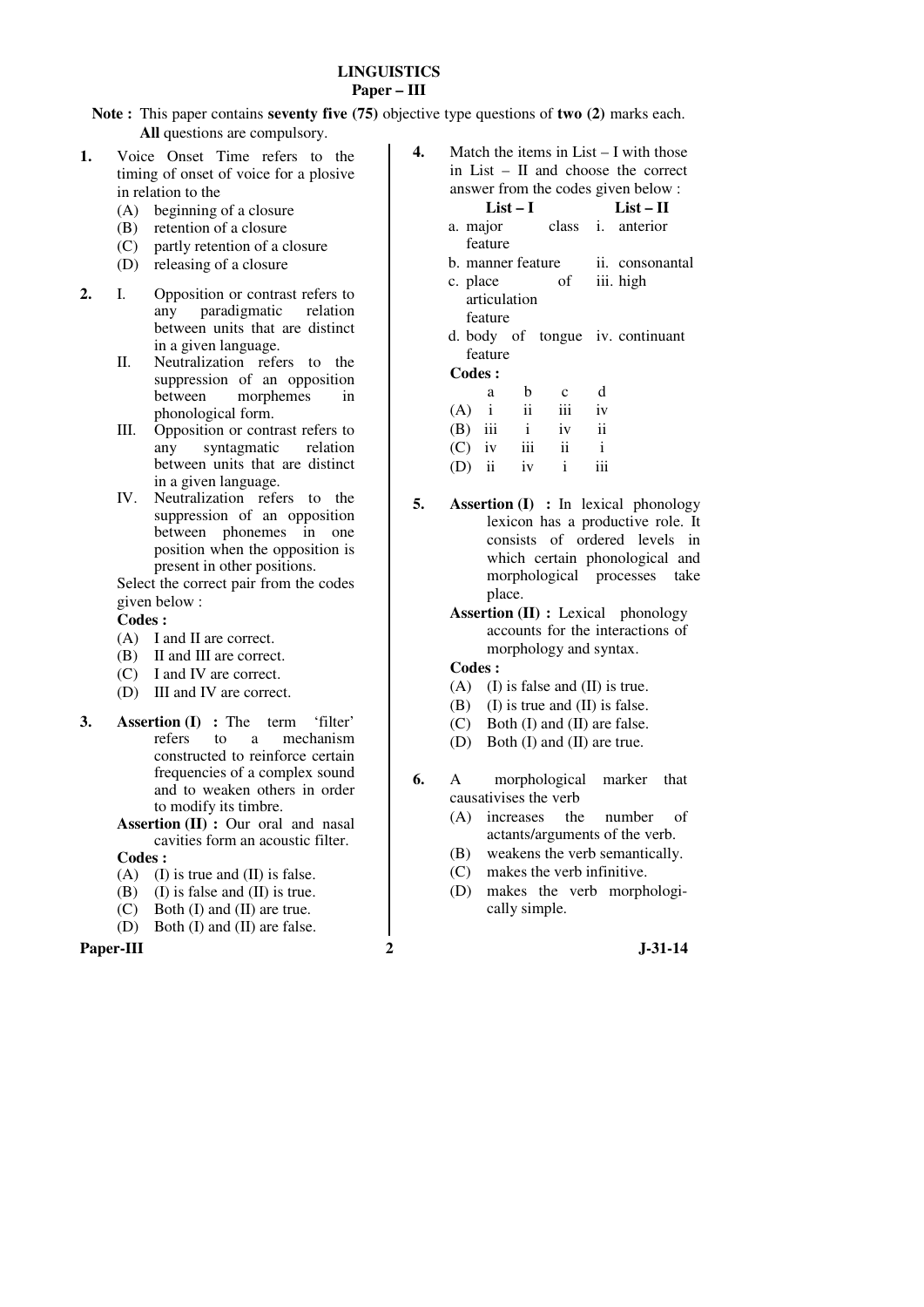## LINGUISTICS
### Paper – III

**Note :** This paper contains **seventy five (75)** objective type questions of **two (2)** marks each. **All** questions are compulsory.

**1.** Voice Onset Time refers to the timing of onset of voice for a plosive in relation to the

(A) beginning of a closure
(B) retention of a closure
(C) partly retention of a closure
(D) releasing of a closure

**2.** I. Opposition or contrast refers to any paradigmatic relation between units that are distinct in a given language.

II. Neutralization refers to the suppression of an opposition between morphemes in phonological form.

III. Opposition or contrast refers to any syntagmatic relation between units that are distinct in a given language.

IV. Neutralization refers to the suppression of an opposition between phonemes in one position when the opposition is present in other positions.

Select the correct pair from the codes given below :

**Codes :**

(A) I and II are correct.
(B) II and III are correct.
(C) I and IV are correct.
(D) III and IV are correct.

**3.** **Assertion (I) :** The term 'filter' refers to a mechanism constructed to reinforce certain frequencies of a complex sound and to weaken others in order to modify its timbre.

**Assertion (II) :** Our oral and nasal cavities form an acoustic filter.

**Codes :**

(A) (I) is true and (II) is false.
(B) (I) is false and (II) is true.
(C) Both (I) and (II) are true.
(D) Both (I) and (II) are false.

**4.** Match the items in List – I with those in List – II and choose the correct answer from the codes given below :

| List – I | List – II |
|---|---|
| a. major class feature | i. anterior |
| b. manner feature | ii. consonantal |
| c. place of articulation feature | iii. high |
| d. body of tongue feature | iv. continuant |

**Codes :**

| | a | b | c | d |
|---|---|---|---|---|
| (A) | i | ii | iii | iv |
| (B) | iii | i | iv | ii |
| (C) | iv | iii | ii | i |
| (D) | ii | iv | i | iii |

**5.** **Assertion (I) :** In lexical phonology lexicon has a productive role. It consists of ordered levels in which certain phonological and morphological processes take place.

**Assertion (II) :** Lexical phonology accounts for the interactions of morphology and syntax.

**Codes :**

(A) (I) is false and (II) is true.
(B) (I) is true and (II) is false.
(C) Both (I) and (II) are false.
(D) Both (I) and (II) are true.

**6.** A morphological marker that causativises the verb

(A) increases the number of actants/arguments of the verb.
(B) weakens the verb semantically.
(C) makes the verb infinitive.
(D) makes the verb morphologically simple.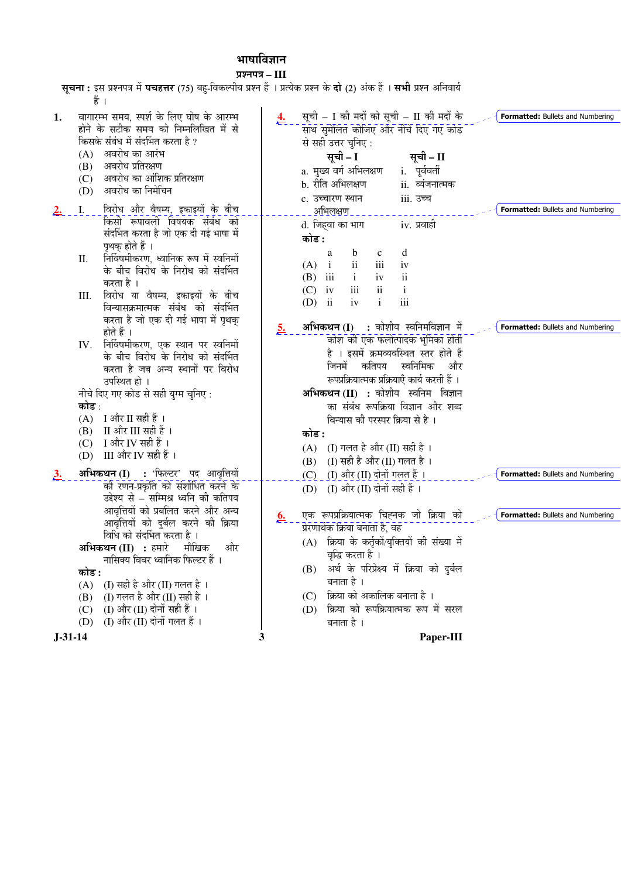# भाषाविज्ञान

## प्रश्नपत्र – III

**सूचना :** इस प्रश्नपत्र में **पचहत्तर** (75) बहु-विकल्पीय प्रश्न हैं । प्रत्येक प्रश्न के **दो** (2) अंक हैं । **सभी** प्रश्न अनिवार्य हैं ।

**1.** वागारम्भ समय, स्पर्श के लिए घोष के आरम्भ होने के सटीक समय को निम्नलिखित में से किसके संबंध में संदर्भित करता है ?

(A) अवरोध का आरंभ
(B) अवरोध प्रतिरक्षण
(C) अवरोध का आंशिक प्रतिरक्षण
(D) अवरोध का निर्मोचन

**2.** I. विरोध और वैषम्य, इकाइयों के बीच किसी रूपावली विषयक संबंध को संदर्भित करता है जो एक दी गई भाषा में पृथक् होते हैं ।

II. निर्विषमीकरण, ध्वानिक रूप में स्वनिमों के बीच विरोध के निरोध को संदर्भित करता है ।

III. विरोध या वैषम्य, इकाइयों के बीच विन्यासक्रमात्मक संबंध को संदर्भित करता है जो एक दी गई भाषा में पृथक् होते हैं ।

IV. निर्विषमीकरण, एक स्थान पर स्वनिमों के बीच विरोध के निरोध को संदर्भित करता है जब अन्य स्थानों पर विरोध उपस्थित हो ।

नीचे दिए गए कोड से सही युग्म चुनिए :

**कोड** :

(A) I और II सही हैं ।
(B) II और III सही हैं ।
(C) I और IV सही हैं ।
(D) III और IV सही हैं ।

**3.** **अभिकथन (I)** : 'फिल्टर' पद आवृत्तियों की रणन-प्रकृति को संशोधित करने के उद्देश्य से – सम्मिश्र ध्वनि की कतिपय आवृत्तियों को प्रबलित करने और अन्य आवृत्तियों को दुर्बल करने की क्रिया विधि को संदर्भित करता है ।

**अभिकथन (II)** : हमारे मौखिक और नासिक्य विवर ध्वानिक फिल्टर हैं ।

**कोड :**

(A) (I) सही है और (II) गलत है ।
(B) (I) गलत है और (II) सही है ।
(C) (I) और (II) दोनों सही हैं ।
(D) (I) और (II) दोनों गलत हैं ।

**4.** सूची – I की मदों को सूची – II की मदों के साथ सुमेलित कीजिए और नीचे दिए गए कोड से सही उत्तर चुनिए :

| सूची – I | सूची – II |
|---|---|
| a. मुख्य वर्ग अभिलक्षण | i. पूर्ववर्ती |
| b. रीति अभिलक्षण | ii. व्यंजनात्मक |
| c. उच्चारण स्थान अभिलक्षण | iii. उच्च |
| d. जिह्वा का भाग | iv. प्रवाही |

**कोड :**

| | a | b | c | d |
|---|---|---|---|---|
| (A) | i | ii | iii | iv |
| (B) | iii | i | iv | ii |
| (C) | iv | iii | ii | i |
| (D) | ii | iv | i | iii |

**5.** **अभिकथन (I)** : कोशीय स्वनिमविज्ञान में कोश की एक फलोत्पादक भूमिका होती है । इसमें क्रमव्यवस्थित स्तर होते हैं जिनमें कतिपय स्वनिमिक और रूपप्रक्रियात्मक प्रक्रियाएँ कार्य करती हैं ।

**अभिकथन (II)** : कोशीय स्वनिम विज्ञान का संबंध रूपक्रिया विज्ञान और शब्द विन्यास की परस्पर क्रिया से है ।

**कोड :**

(A) (I) गलत है और (II) सही है ।
(B) (I) सही है और (II) गलत है ।
(C) (I) और (II) दोनों गलत हैं ।
(D) (I) और (II) दोनों सही हैं ।

**6.** एक रूपप्रक्रियात्मक चिह्नक जो क्रिया को प्रेरणार्थक क्रिया बनाता है, वह

(A) क्रिया के कर्तृकों/युक्तियों की संख्या में वृद्धि करता है ।
(B) अर्थ के परिप्रेक्ष्य में क्रिया को दुर्बल बनाता है ।
(C) क्रिया को अकालिक बनाता है ।
(D) क्रिया को रूपक्रियात्मक रूप में सरल बनाता है ।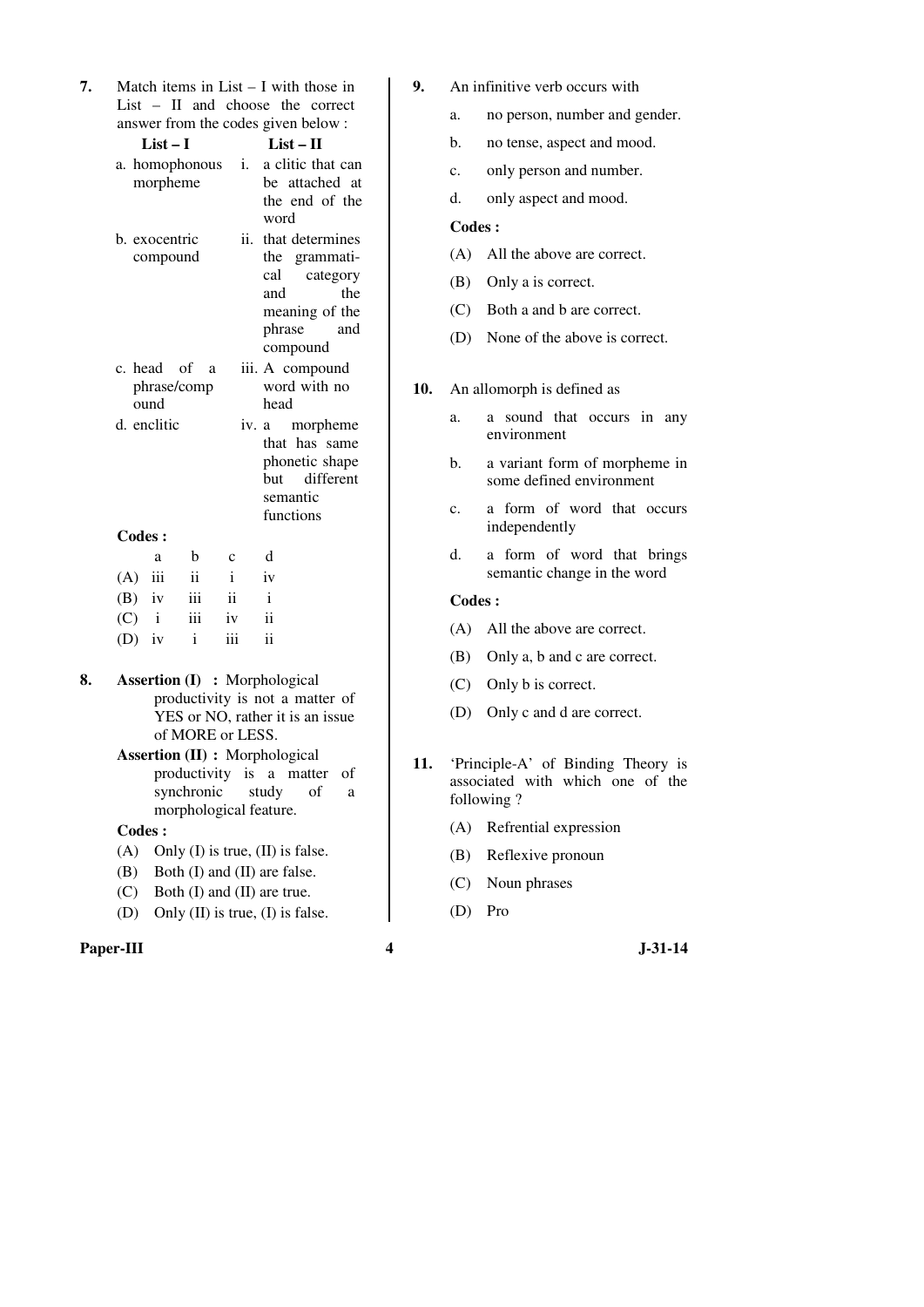7. Match items in List – I with those in List – II and choose the correct answer from the codes given below :

| List – I | List – II |
|---|---|
| a. homophonous morpheme | i. a clitic that can be attached at the end of the word |
| b. exocentric compound | ii. that determines the grammatical category and the meaning of the phrase and compound |
| c. head of a phrase/compound | iii. A compound word with no head |
| d. enclitic | iv. a morpheme that has same phonetic shape but different semantic functions |

**Codes :**

| | a | b | c | d |
|---|---|---|---|---|
| (A) | iii | ii | i | iv |
| (B) | iv | iii | ii | i |
| (C) | i | iii | iv | ii |
| (D) | iv | i | iii | ii |

8. **Assertion (I) :** Morphological productivity is not a matter of YES or NO, rather it is an issue of MORE or LESS.

   **Assertion (II) :** Morphological productivity is a matter of synchronic study of a morphological feature.

   **Codes :**
   - (A) Only (I) is true, (II) is false.
   - (B) Both (I) and (II) are false.
   - (C) Both (I) and (II) are true.
   - (D) Only (II) is true, (I) is false.

9. An infinitive verb occurs with
   - a. no person, number and gender.
   - b. no tense, aspect and mood.
   - c. only person and number.
   - d. only aspect and mood.

   **Codes :**
   - (A) All the above are correct.
   - (B) Only a is correct.
   - (C) Both a and b are correct.
   - (D) None of the above is correct.

10. An allomorph is defined as
    - a. a sound that occurs in any environment
    - b. a variant form of morpheme in some defined environment
    - c. a form of word that occurs independently
    - d. a form of word that brings semantic change in the word

    **Codes :**
    - (A) All the above are correct.
    - (B) Only a, b and c are correct.
    - (C) Only b is correct.
    - (D) Only c and d are correct.

11. 'Principle-A' of Binding Theory is associated with which one of the following ?
    - (A) Refrential expression
    - (B) Reflexive pronoun
    - (C) Noun phrases
    - (D) Pro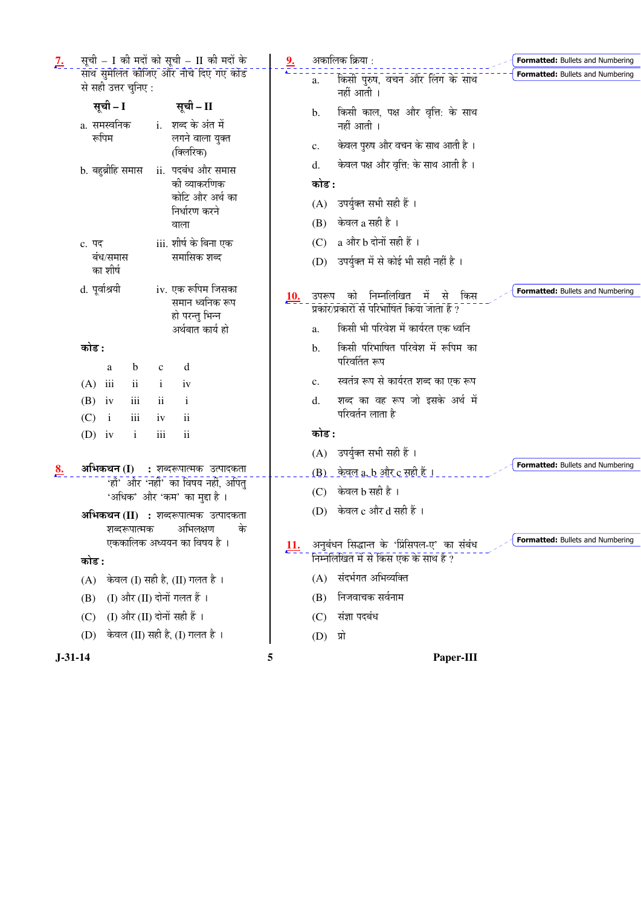7. सूची – I की मदों को सूची – II की मदों के साथ सुमेलित कीजिए और नीचे दिए गए कोड से सही उत्तर चुनिए :

| सूची – I | सूची – II |
|---|---|
| a. समस्वनिक रूपिम | i. शब्द के अंत में लगने वाला युक्त (क्लिरिक) |
| b. बहुव्रीहि समास | ii. पदबंध और समास की व्याकरणिक कोटि और अर्थ का निर्धारण करने वाला |
| c. पद बंध/समास का शीर्ष | iii. शीर्ष के बिना एक समासिक शब्द |
| d. पूर्वाश्रयी | iv. एक रूपिम जिसका समान ध्वनिक रूप हो परन्तु भिन्न अर्थबात कार्य हो |

**कोड :**

| | a | b | c | d |
|---|---|---|---|---|
| (A) | iii | ii | i | iv |
| (B) | iv | iii | ii | i |
| (C) | i | iii | iv | ii |
| (D) | iv | i | iii | ii |

8. **अभिकथन (I)** : शब्दरूपात्मक उत्पादकता 'हाँ' और 'नहीं' का विषय नहीं, अपितु 'अधिक' और 'कम' का मुद्दा है ।

**अभिकथन (II)** : शब्दरूपात्मक उत्पादकता शब्दरूपात्मक अभिलक्षण के एककालिक अध्ययन का विषय है ।

**कोड :**

(A) केवल (I) सही है, (II) गलत है ।

(B) (I) और (II) दोनों गलत हैं ।

(C) (I) और (II) दोनों सही हैं ।

(D) केवल (II) सही है, (I) गलत है ।

9. अकालिक क्रिया :

a. किसी पुरुष, वचन और लिंग के साथ नहीं आती ।

b. किसी काल, पक्ष और वृत्ति: के साथ नहीं आती ।

c. केवल पुरुष और वचन के साथ आती है ।

d. केवल पक्ष और वृत्ति: के साथ आती है ।

**कोड :**

(A) उपर्युक्त सभी सही हैं ।

(B) केवल a सही है ।

(C) a और b दोनों सही हैं ।

(D) उपर्युक्त में से कोई भी सही नहीं है ।

10. उपरूप को निम्नलिखित में से किस प्रकार/प्रकारों से परिभाषित किया जाता है ?

a. किसी भी परिवेश में कार्यरत एक ध्वनि

b. किसी परिभाषित परिवेश में रूपिम का परिवर्तित रूप

c. स्वतंत्र रूप से कार्यरत शब्द का एक रूप

d. शब्द का वह रूप जो इसके अर्थ में परिवर्तन लाता है

**कोड :**

(A) उपर्युक्त सभी सही हैं ।

(B) केवल a, b और c सही हैं ।

(C) केवल b सही है ।

(D) केवल c और d सही हैं ।

11. अनुबंधन सिद्धान्त के 'प्रिंसिपल-ए' का संबंध निम्नलिखित में से किस एक के साथ है ?

(A) संदर्भगत अभिव्यक्ति

(B) निजवाचक सर्वनाम

(C) संज्ञा पदबंध

(D) प्रो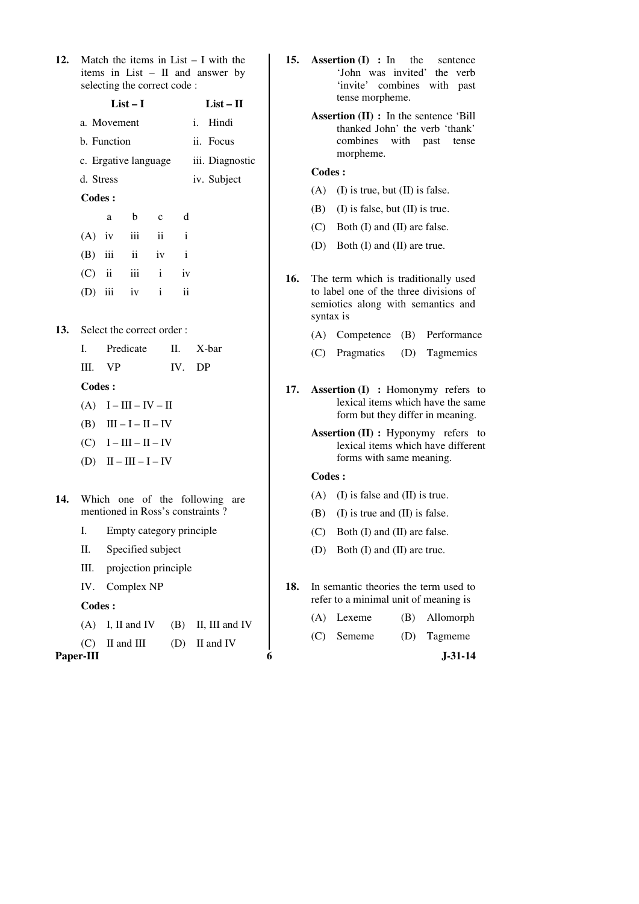**12.** Match the items in List – I with the items in List – II and answer by selecting the correct code :

| List – I | List – II |
|---|---|
| a. Movement | i. Hindi |
| b. Function | ii. Focus |
| c. Ergative language | iii. Diagnostic |
| d. Stress | iv. Subject |

**Codes :**

| | a | b | c | d |
|---|---|---|---|---|
| (A) | iv | iii | ii | i |
| (B) | iii | ii | iv | i |
| (C) | ii | iii | i | iv |
| (D) | iii | iv | i | ii |

**13.** Select the correct order :

I. Predicate  II. X-bar

III. VP  IV. DP

**Codes :**

(A) I – III – IV – II

(B) III – I – II – IV

(C) I – III – II – IV

(D) II – III – I – IV

**14.** Which one of the following are mentioned in Ross's constraints ?

I. Empty category principle

II. Specified subject

III. projection principle

IV. Complex NP

**Codes :**

(A) I, II and IV  (B) II, III and IV

(C) II and III  (D) II and IV

**15.** **Assertion (I) :** In the sentence 'John was invited' the verb 'invite' combines with past tense morpheme.

**Assertion (II) :** In the sentence 'Bill thanked John' the verb 'thank' combines with past tense morpheme.

**Codes :**

(A) (I) is true, but (II) is false.

(B) (I) is false, but (II) is true.

(C) Both (I) and (II) are false.

(D) Both (I) and (II) are true.

**16.** The term which is traditionally used to label one of the three divisions of semiotics along with semantics and syntax is

(A) Competence  (B) Performance

(C) Pragmatics  (D) Tagmemics

**17.** **Assertion (I) :** Homonymy refers to lexical items which have the same form but they differ in meaning.

**Assertion (II) :** Hyponymy refers to lexical items which have different forms with same meaning.

**Codes :**

(A) (I) is false and (II) is true.

(B) (I) is true and (II) is false.

(C) Both (I) and (II) are false.

(D) Both (I) and (II) are true.

**18.** In semantic theories the term used to refer to a minimal unit of meaning is

(A) Lexeme  (B) Allomorph

(C) Sememe  (D) Tagmeme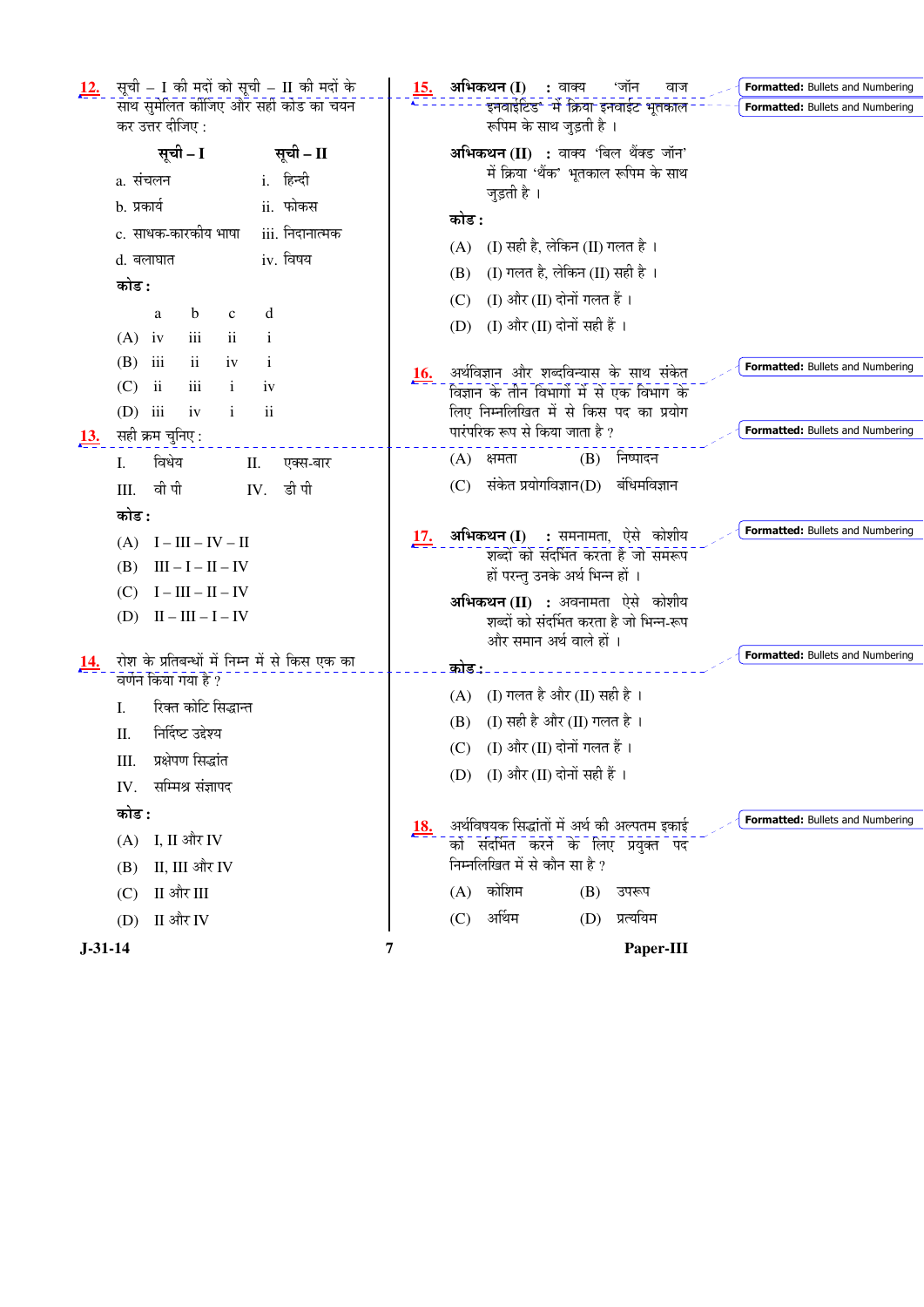**12.** सूची – I की मदों को सूची – II की मदों के साथ सुमेलित कीजिए और सही कोड का चयन कर उत्तर दीजिए :

| सूची – I | सूची – II |
|---|---|
| a. संचलन | i. हिन्दी |
| b. प्रकार्य | ii. फोकस |
| c. साधक-कारकीय भाषा | iii. निदानात्मक |
| d. बलाघात | iv. विषय |

**कोड :**

| | a | b | c | d |
|---|---|---|---|---|
| (A) | iv | iii | ii | i |
| (B) | iii | ii | iv | i |
| (C) | ii | iii | i | iv |
| (D) | iii | iv | i | ii |

**13.** सही क्रम चुनिए :

I. विधेय  II. एक्स-बार

III. वी पी  IV. डी पी

**कोड :**

(A) I – III – IV – II

(B) III – I – II – IV

(C) I – III – II – IV

(D) II – III – I – IV

**14.** रोश के प्रतिबन्धों में निम्न में से किस एक का वर्णन किया गया है ?

I. रिक्त कोटि सिद्धान्त

II. निर्दिष्ट उद्देश्य

III. प्रक्षेपण सिद्धांत

IV. सम्मिश्र संज्ञापद

**कोड :**

(A) I, II और IV

(B) II, III और IV

(C) II और III

(D) II और IV

**15.** **अभिकथन (I) :** वाक्य 'जॉन वाज इनवाइटिड' में क्रिया इनवाईट भूतकाल रूपिम के साथ जुड़ती है ।

**अभिकथन (II) :** वाक्य 'बिल थैंक्ड जॉन' में क्रिया 'थैंक' भूतकाल रूपिम के साथ जुड़ती है ।

**कोड :**

(A) (I) सही है, लेकिन (II) गलत है ।

(B) (I) गलत है, लेकिन (II) सही है ।

(C) (I) और (II) दोनों गलत हैं ।

(D) (I) और (II) दोनों सही हैं ।

**16.** अर्थविज्ञान और शब्दविन्यास के साथ संकेत विज्ञान के तीन विभागों में से एक विभाग के लिए निम्नलिखित में से किस पद का प्रयोग पारंपरिक रूप से किया जाता है ?

(A) क्षमता  (B) निष्पादन

(C) संकेत प्रयोगविज्ञान  (D) बंधिमविज्ञान

**17.** **अभिकथन (I) :** समनामता, ऐसे कोशीय शब्दों को संदर्भित करता है जो समरूप हों परन्तु उनके अर्थ भिन्न हों ।

**अभिकथन (II) :** अवनामता ऐसे कोशीय शब्दों को संदर्भित करता है जो भिन्न-रूप और समान अर्थ वाले हों ।

**कोड :**

(A) (I) गलत है और (II) सही है ।

(B) (I) सही है और (II) गलत है ।

(C) (I) और (II) दोनों गलत हैं ।

(D) (I) और (II) दोनों सही हैं ।

**18.** अर्थविषयक सिद्धांतों में अर्थ की अल्पतम इकाई को संदर्भित करने के लिए प्रयुक्त पद निम्नलिखित में से कौन सा है ?

(A) कोशिम  (B) उपरूप

(C) अर्थिम  (D) प्रत्ययिम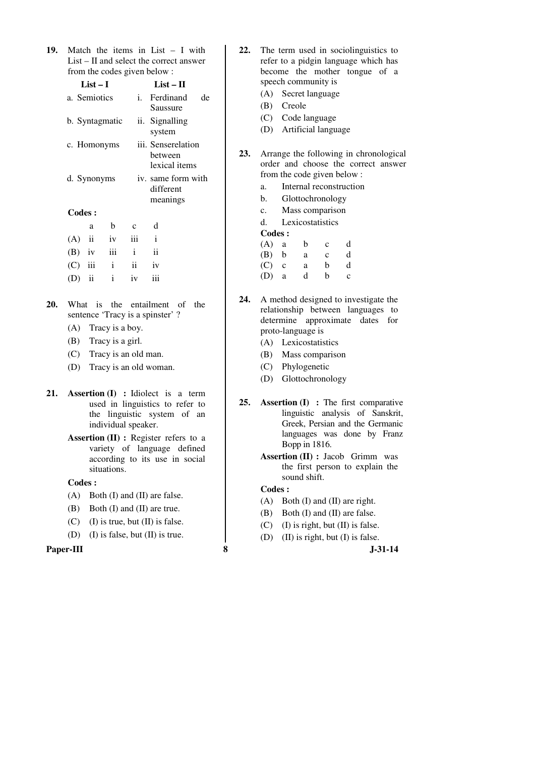19. Match the items in List – I with List – II and select the correct answer from the codes given below :

| List – I | List – II |
|---|---|
| a. Semiotics | i. Ferdinand de Saussure |
| b. Syntagmatic | ii. Signalling system |
| c. Homonyms | iii. Senserelation between lexical items |
| d. Synonyms | iv. same form with different meanings |

**Codes :**

| | a | b | c | d |
|---|---|---|---|---|
| (A) | ii | iv | iii | i |
| (B) | iv | iii | i | ii |
| (C) | iii | i | ii | iv |
| (D) | ii | i | iv | iii |

20. What is the entailment of the sentence 'Tracy is a spinster' ?

(A) Tracy is a boy.
(B) Tracy is a girl.
(C) Tracy is an old man.
(D) Tracy is an old woman.

21. **Assertion (I) :** Idiolect is a term used in linguistics to refer to the linguistic system of an individual speaker.

**Assertion (II) :** Register refers to a variety of language defined according to its use in social situations.

**Codes :**

(A) Both (I) and (II) are false.
(B) Both (I) and (II) are true.
(C) (I) is true, but (II) is false.
(D) (I) is false, but (II) is true.

22. The term used in sociolinguistics to refer to a pidgin language which has become the mother tongue of a speech community is

(A) Secret language
(B) Creole
(C) Code language
(D) Artificial language

23. Arrange the following in chronological order and choose the correct answer from the code given below :

a. Internal reconstruction
b. Glottochronology
c. Mass comparison
d. Lexicostatistics

**Codes :**

| | | | | |
|---|---|---|---|---|
| (A) | a | b | c | d |
| (B) | b | a | c | d |
| (C) | c | a | b | d |
| (D) | a | d | b | c |

24. A method designed to investigate the relationship between languages to determine approximate dates for proto-language is

(A) Lexicostatistics
(B) Mass comparison
(C) Phylogenetic
(D) Glottochronology

25. **Assertion (I) :** The first comparative linguistic analysis of Sanskrit, Greek, Persian and the Germanic languages was done by Franz Bopp in 1816.

**Assertion (II) :** Jacob Grimm was the first person to explain the sound shift.

**Codes :**

(A) Both (I) and (II) are right.
(B) Both (I) and (II) are false.
(C) (I) is right, but (II) is false.
(D) (II) is right, but (I) is false.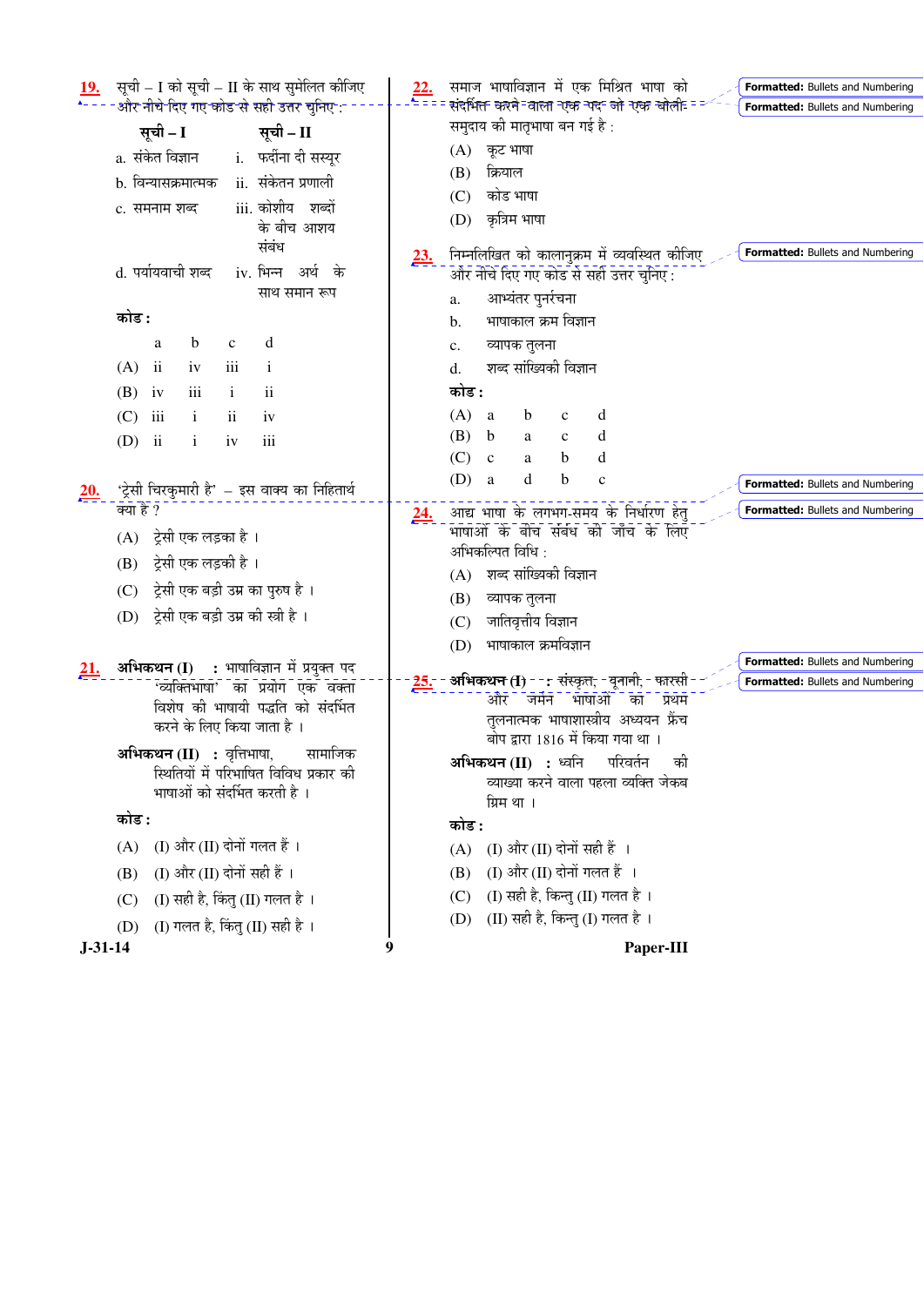**19.** सूची – I को सूची – II के साथ सुमेलित कीजिए और नीचे दिए गए कोड से सही उत्तर चुनिए :

| सूची – I | सूची – II |
|---|---|
| a. संकेत विज्ञान | i. फर्दीना दी सस्यूर |
| b. विन्यासक्रमात्मक | ii. संकेतन प्रणाली |
| c. समनाम शब्द | iii. कोशीय शब्दों के बीच आशय संबंध |
| d. पर्यायवाची शब्द | iv. भिन्न अर्थ के साथ समान रूप |

**कोड :**

| | a | b | c | d |
|---|---|---|---|---|
| (A) | ii | iv | iii | i |
| (B) | iv | iii | i | ii |
| (C) | iii | i | ii | iv |
| (D) | ii | i | iv | iii |

**20.** 'ट्रेसी चिरकुमारी है' – इस वाक्य का निहितार्थ क्या है ?

(A) ट्रेसी एक लड़का है ।

(B) ट्रेसी एक लड़की है ।

(C) ट्रेसी एक बड़ी उम्र का पुरुष है ।

(D) ट्रेसी एक बड़ी उम्र की स्त्री है ।

**21.** **अभिकथन (I) :** भाषाविज्ञान में प्रयुक्त पद 'व्यक्तिभाषा' का प्रयोग एक वक्ता विशेष की भाषायी पद्धति को संदर्भित करने के लिए किया जाता है ।

**अभिकथन (II) :** वृत्तिभाषा, सामाजिक स्थितियों में परिभाषित विविध प्रकार की भाषाओं को संदर्भित करती है ।

**कोड :**

(A) (I) और (II) दोनों गलत हैं ।

(B) (I) और (II) दोनों सही हैं ।

(C) (I) सही है, किंतु (II) गलत है ।

(D) (I) गलत है, किंतु (II) सही है ।

**22.** समाज भाषाविज्ञान में एक मिश्रित भाषा को संदर्भित करने वाला एक पद जो एक बोली समुदाय की मातृभाषा बन गई है :

(A) कूट भाषा

(B) क्रियाल

(C) कोड भाषा

(D) कृत्रिम भाषा

**23.** निम्नलिखित को कालानुक्रम में व्यवस्थित कीजिए और नीचे दिए गए कोड से सही उत्तर चुनिए :

a. आभ्यंतर पुनर्रचना

b. भाषाकाल क्रम विज्ञान

c. व्यापक तुलना

d. शब्द सांख्यिकी विज्ञान

**कोड :**

| | | | | |
|---|---|---|---|---|
| (A) | a | b | c | d |
| (B) | b | a | c | d |
| (C) | c | a | b | d |
| (D) | a | d | b | c |

**24.** आद्य भाषा के लगभग-समय के निर्धारण हेतु भाषाओं के बीच संबंध की जाँच के लिए अभिकल्पित विधि :

(A) शब्द सांख्यिकी विज्ञान

(B) व्यापक तुलना

(C) जातिवृत्तीय विज्ञान

(D) भाषाकाल क्रमविज्ञान

**25.** **अभिकथन (I) :** संस्कृत, यूनानी, फारसी और जर्मन भाषाओं का प्रथम तुलनात्मक भाषाशास्त्रीय अध्ययन फ्रैंच बोप द्वारा 1816 में किया गया था ।

**अभिकथन (II) :** ध्वनि परिवर्तन की व्याख्या करने वाला पहला व्यक्ति जेकब ग्रिम था ।

**कोड :**

(A) (I) और (II) दोनों सही हैं ।

(B) (I) और (II) दोनों गलत हैं ।

(C) (I) सही है, किन्तु (II) गलत है ।

(D) (II) सही है, किन्तु (I) गलत है ।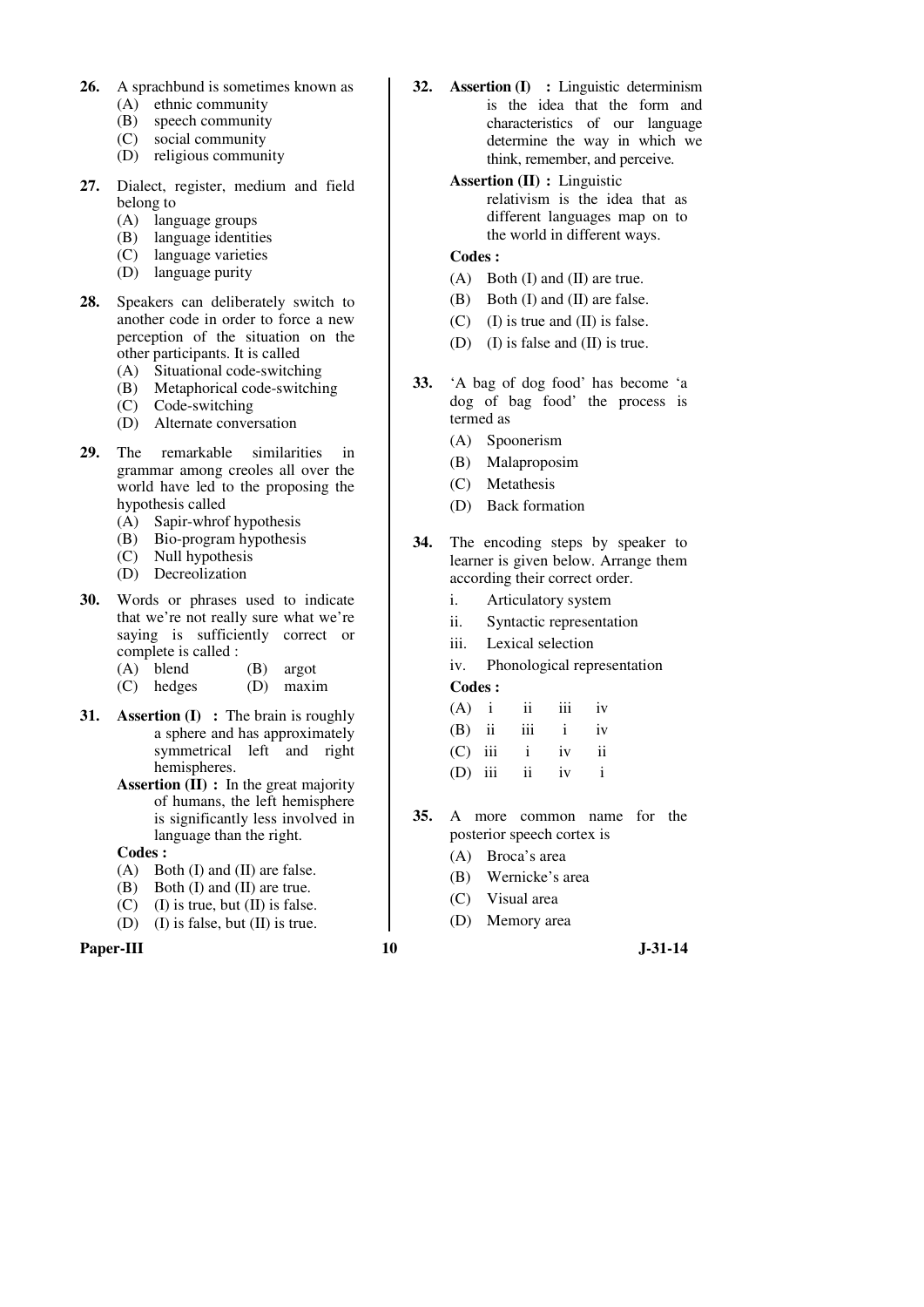26. A sprachbund is sometimes known as
    (A) ethnic community
    (B) speech community
    (C) social community
    (D) religious community

27. Dialect, register, medium and field belong to
    (A) language groups
    (B) language identities
    (C) language varieties
    (D) language purity

28. Speakers can deliberately switch to another code in order to force a new perception of the situation on the other participants. It is called
    (A) Situational code-switching
    (B) Metaphorical code-switching
    (C) Code-switching
    (D) Alternate conversation

29. The remarkable similarities in grammar among creoles all over the world have led to the proposing the hypothesis called
    (A) Sapir-whrof hypothesis
    (B) Bio-program hypothesis
    (C) Null hypothesis
    (D) Decreolization

30. Words or phrases used to indicate that we're not really sure what we're saying is sufficiently correct or complete is called :
    (A) blend (B) argot
    (C) hedges (D) maxim

31. **Assertion (I) :** The brain is roughly a sphere and has approximately symmetrical left and right hemispheres.

    **Assertion (II) :** In the great majority of humans, the left hemisphere is significantly less involved in language than the right.

    **Codes :**
    (A) Both (I) and (II) are false.
    (B) Both (I) and (II) are true.
    (C) (I) is true, but (II) is false.
    (D) (I) is false, but (II) is true.

32. **Assertion (I) :** Linguistic determinism is the idea that the form and characteristics of our language determine the way in which we think, remember, and perceive.

    **Assertion (II) :** Linguistic relativism is the idea that as different languages map on to the world in different ways.

    **Codes :**
    (A) Both (I) and (II) are true.
    (B) Both (I) and (II) are false.
    (C) (I) is true and (II) is false.
    (D) (I) is false and (II) is true.

33. 'A bag of dog food' has become 'a dog of bag food' the process is termed as
    (A) Spoonerism
    (B) Malaproposim
    (C) Metathesis
    (D) Back formation

34. The encoding steps by speaker to learner is given below. Arrange them according their correct order.
    i. Articulatory system
    ii. Syntactic representation
    iii. Lexical selection
    iv. Phonological representation

    **Codes :**

    (A) i ii iii iv
    (B) ii iii i iv
    (C) iii i iv ii
    (D) iii ii iv i

35. A more common name for the posterior speech cortex is
    (A) Broca's area
    (B) Wernicke's area
    (C) Visual area
    (D) Memory area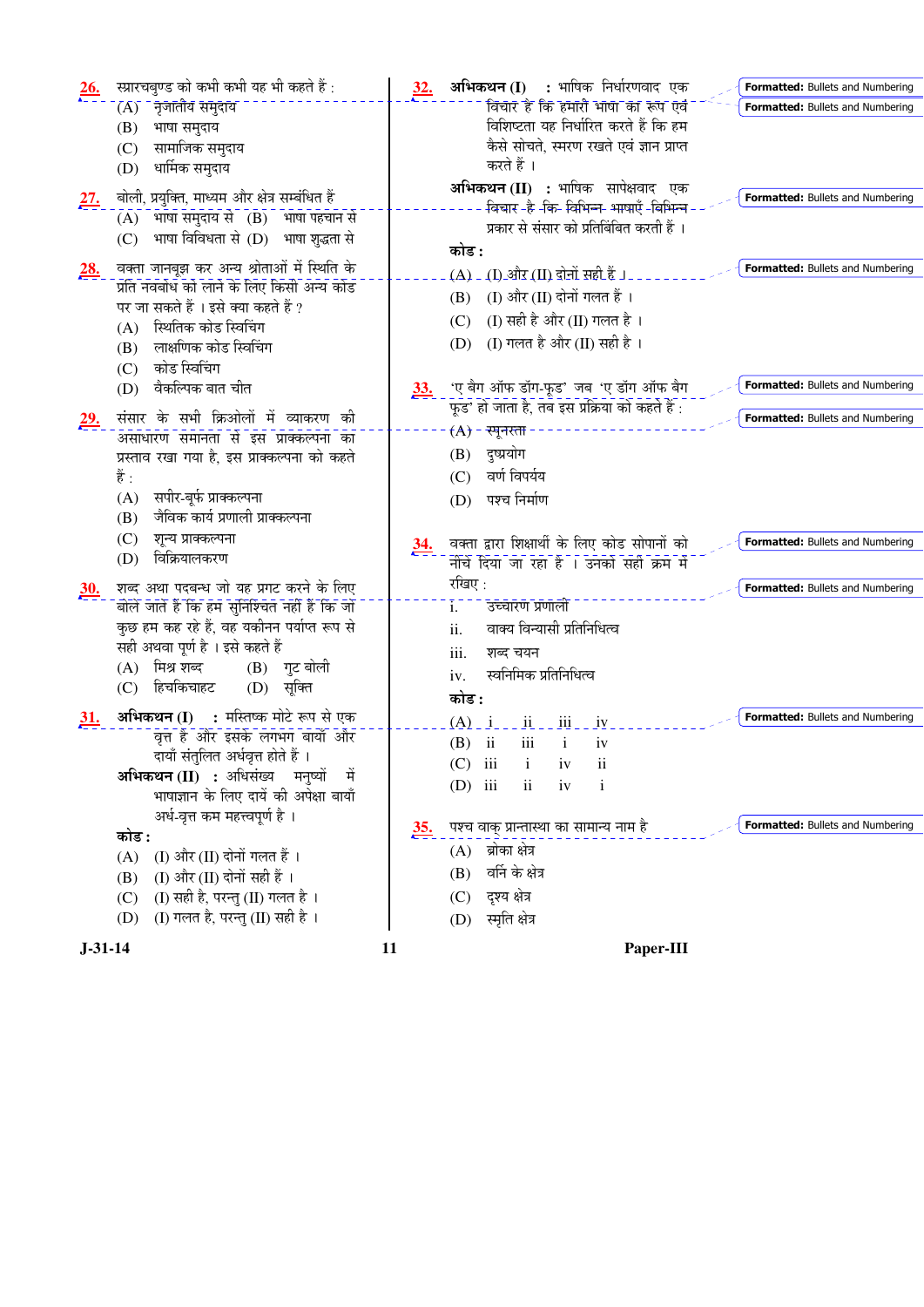26. स्प्रारचबुण्ड को कभी कभी यह भी कहते हैं :
   (A) नृजातीय समुदाय
   (B) भाषा समुदाय
   (C) सामाजिक समुदाय
   (D) धार्मिक समुदाय

27. बोली, प्रयुक्ति, माध्यम और क्षेत्र सम्बंधित हैं
   (A) भाषा समुदाय से
   (B) भाषा पहचान से
   (C) भाषा विविधता से
   (D) भाषा शुद्धता से

28. वक्ता जानबूझ कर अन्य श्रोताओं में स्थिति के प्रति नवबोध को लाने के लिए किसी अन्य कोड पर जा सकते हैं । इसे क्या कहते हैं ?
   (A) स्थितिक कोड स्विचिंग
   (B) लाक्षणिक कोड स्विचिंग
   (C) कोड स्विचिंग
   (D) वैकल्पिक बात चीत

29. संसार के सभी क्रिओलों में व्याकरण की असाधारण समानता से इस प्राक्कल्पना का प्रस्ताव रखा गया है, इस प्राक्कल्पना को कहते हैं :
   (A) सपीर-वूर्फ प्राक्कल्पना
   (B) जैविक कार्य प्रणाली प्राक्कल्पना
   (C) शून्य प्राक्कल्पना
   (D) विक्रियालकरण

30. शब्द अथा पदबन्ध जो यह प्रगट करने के लिए बोले जाते हैं कि हम सुनिश्चित नहीं हैं कि जो कुछ हम कह रहे हैं, वह यकीनन पर्याप्त रूप से सही अथवा पूर्ण है । इसे कहते हैं
   (A) मिश्र शब्द
   (B) गुट बोली
   (C) हिचकिचाहट
   (D) सूक्ति

31. **अभिकथन (I)** : मस्तिष्क मोटे रूप से एक वृत्त है और इसके लगभग बायाँ और दायाँ संतुलित अर्धवृत्त होते हैं ।
   **अभिकथन (II)** : अधिसंख्य मनुष्यों में भाषाज्ञान के लिए दायें की अपेक्षा बायाँ अर्ध-वृत्त कम महत्त्वपूर्ण है ।
   **कोड :**
   (A) (I) और (II) दोनों गलत हैं ।
   (B) (I) और (II) दोनों सही हैं ।
   (C) (I) सही है, परन्तु (II) गलत है ।
   (D) (I) गलत है, परन्तु (II) सही है ।

32. **अभिकथन (I)** : भाषिक निर्धारणवाद एक विचार है कि हमारी भाषा का रूप एवं विशिष्टता यह निर्धारित करते हैं कि हम कैसे सोचते, स्मरण रखते एवं ज्ञान प्राप्त करते हैं ।
   **अभिकथन (II)** : भाषिक सापेक्षवाद एक विचार है कि विभिन्न भाषाएँ विभिन्न प्रकार से संसार को प्रतिबिंबित करती हैं ।
   **कोड :**
   (A) (I) और (II) दोनों सही हैं ।
   (B) (I) और (II) दोनों गलत हैं ।
   (C) (I) सही है और (II) गलत है ।
   (D) (I) गलत है और (II) सही है ।

33. 'ए बैग ऑफ डॉग-फूड' जब 'ए डॉग ऑफ बैग फूड' हो जाता है, तब इस प्रक्रिया को कहते हैं :
   (A) स्पूनरस्ता
   (B) दुष्प्रयोग
   (C) वर्ण विपर्यय
   (D) पश्च निर्माण

34. वक्ता द्वारा शिक्षार्थी के लिए कोड सोपानों को नीचे दिया जा रहा है । उनको सही क्रम में रखिए :
   i. उच्चारण प्रणाली
   ii. वाक्य विन्यासी प्रतिनिधित्व
   iii. शब्द चयन
   iv. स्वनिमिक प्रतिनिधित्व
   **कोड :**

| | | | | |
|---|---|---|---|---|
| (A) | i | ii | iii | iv |
| (B) | ii | iii | i | iv |
| (C) | iii | i | iv | ii |
| (D) | iii | ii | iv | i |

35. पश्च वाक् प्रान्तास्था का सामान्य नाम है
   (A) ब्रोका क्षेत्र
   (B) वर्नि के क्षेत्र
   (C) दृश्य क्षेत्र
   (D) स्मृति क्षेत्र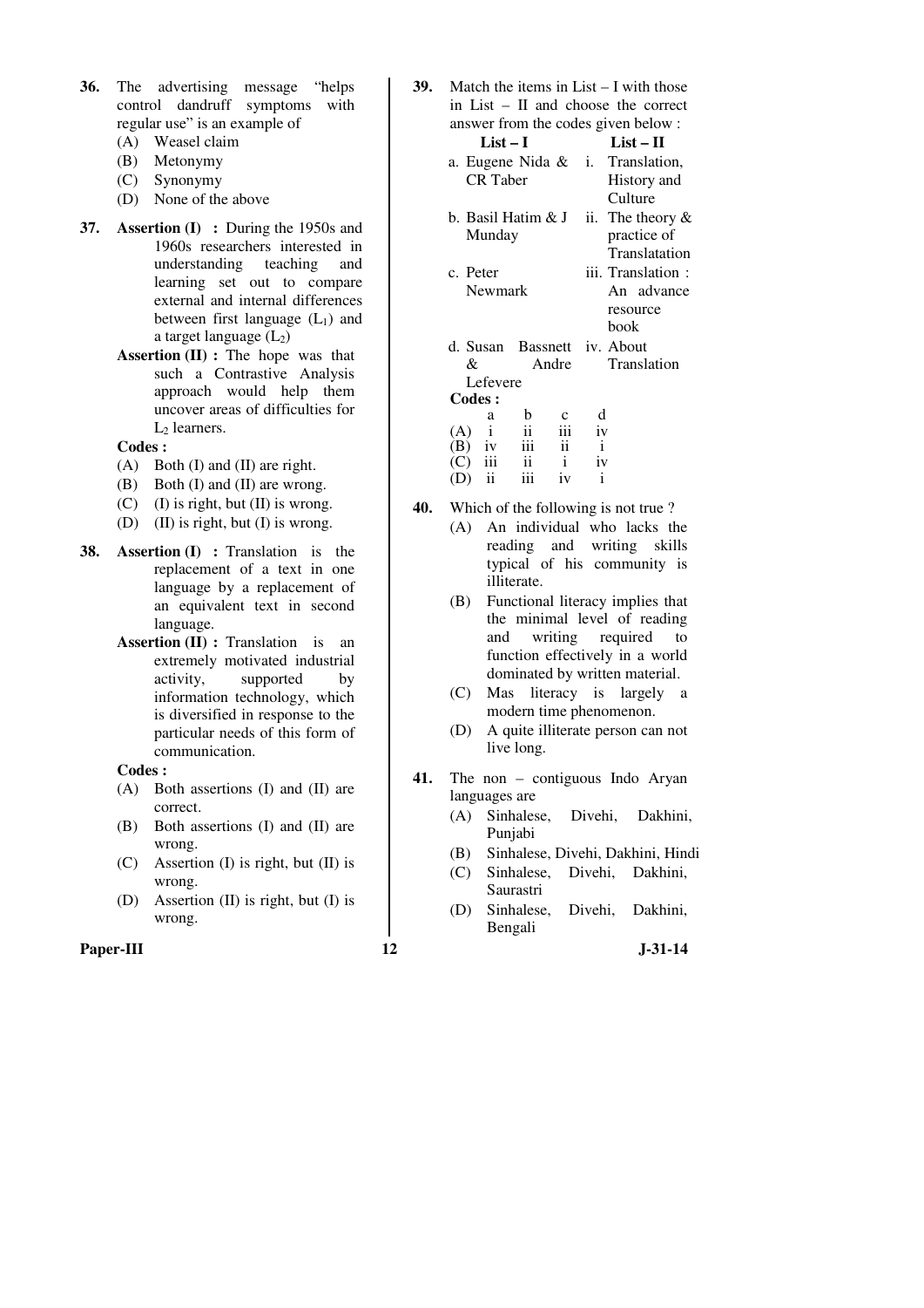36. The advertising message "helps control dandruff symptoms with regular use" is an example of

(A) Weasel claim
(B) Metonymy
(C) Synonymy
(D) None of the above

37. **Assertion (I) :** During the 1950s and 1960s researchers interested in understanding teaching and learning set out to compare external and internal differences between first language ($L_1$) and a target language ($L_2$)

**Assertion (II) :** The hope was that such a Contrastive Analysis approach would help them uncover areas of difficulties for $L_2$ learners.

**Codes :**

(A) Both (I) and (II) are right.
(B) Both (I) and (II) are wrong.
(C) (I) is right, but (II) is wrong.
(D) (II) is right, but (I) is wrong.

38. **Assertion (I) :** Translation is the replacement of a text in one language by a replacement of an equivalent text in second language.

**Assertion (II) :** Translation is an extremely motivated industrial activity, supported by information technology, which is diversified in response to the particular needs of this form of communication.

**Codes :**

(A) Both assertions (I) and (II) are correct.
(B) Both assertions (I) and (II) are wrong.
(C) Assertion (I) is right, but (II) is wrong.
(D) Assertion (II) is right, but (I) is wrong.

39. Match the items in List – I with those in List – II and choose the correct answer from the codes given below :

| List – I | List – II |
|---|---|
| a. Eugene Nida & CR Taber | i. Translation, History and Culture |
| b. Basil Hatim & J Munday | ii. The theory & practice of Translatation |
| c. Peter Newmark | iii. Translation : An advance resource book |
| d. Susan Bassnett & Andre Lefevere | iv. About Translation |

**Codes :**

| | a | b | c | d |
|---|---|---|---|---|
| (A) | i | ii | iii | iv |
| (B) | iv | iii | ii | i |
| (C) | iii | ii | i | iv |
| (D) | ii | iii | iv | i |

40. Which of the following is not true ?

(A) An individual who lacks the reading and writing skills typical of his community is illiterate.
(B) Functional literacy implies that the minimal level of reading and writing required to function effectively in a world dominated by written material.
(C) Mas literacy is largely a modern time phenomenon.
(D) A quite illiterate person can not live long.

41. The non – contiguous Indo Aryan languages are

(A) Sinhalese, Divehi, Dakhini, Punjabi
(B) Sinhalese, Divehi, Dakhini, Hindi
(C) Sinhalese, Divehi, Dakhini, Saurastri
(D) Sinhalese, Divehi, Dakhini, Bengali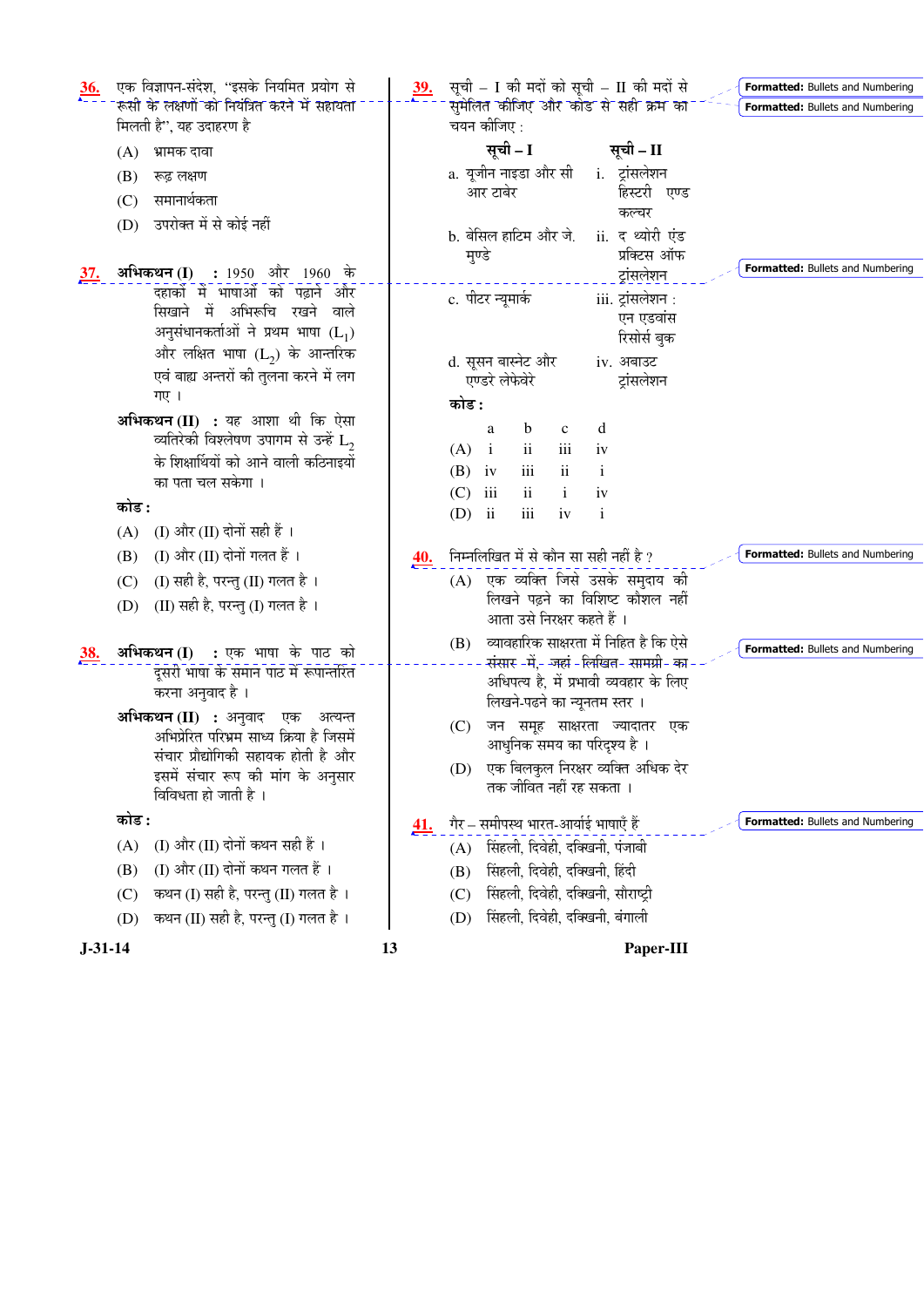36. एक विज्ञापन-संदेश, "इसके नियमित प्रयोग से रूसी के लक्षणों को नियंत्रित करने में सहायता मिलती है", यह उदाहरण है

(A) भ्रामक दावा
(B) रूढ़ लक्षण
(C) समानार्थकता
(D) उपरोक्त में से कोई नहीं

37. **अभिकथन (I)** : 1950 और 1960 के दहाकों में भाषाओं को पढ़ाने और सिखाने में अभिरूचि रखने वाले अनुसंधानकर्ताओं ने प्रथम भाषा ($L_1$) और लक्षित भाषा ($L_2$) के आन्तरिक एवं बाह्य अन्तरों की तुलना करने में लग गए ।

**अभिकथन (II)** : यह आशा थी कि ऐसा व्यतिरेकी विश्लेषण उपागम से उन्हें $L_2$ के शिक्षार्थियों को आने वाली कठिनाइयों का पता चल सकेगा ।

**कोड :**

(A) (I) और (II) दोनों सही हैं ।
(B) (I) और (II) दोनों गलत हैं ।
(C) (I) सही है, परन्तु (II) गलत है ।
(D) (II) सही है, परन्तु (I) गलत है ।

38. **अभिकथन (I)** : एक भाषा के पाठ को दूसरी भाषा के समान पाठ में रूपान्तरित करना अनुवाद है ।

**अभिकथन (II)** : अनुवाद एक अत्यन्त अभिप्रेरित परिश्रम साध्य क्रिया है जिसमें संचार प्रौद्योगिकी सहायक होती है और इसमें संचार रूप की मांग के अनुसार विविधता हो जाती है ।

**कोड :**

(A) (I) और (II) दोनों कथन सही हैं ।
(B) (I) और (II) दोनों कथन गलत हैं ।
(C) कथन (I) सही है, परन्तु (II) गलत है ।
(D) कथन (II) सही है, परन्तु (I) गलत है ।

39. सूची – I की मदों को सूची – II की मदों से सुमेलित कीजिए और कोड से सही क्रम का चयन कीजिए :

| सूची – I | सूची – II |
|---|---|
| a. यूजीन नाइडा और सी आर टाबेर | i. ट्रांसलेशन हिस्टरी एण्ड कल्चर |
| b. बेसिल हाटिम और जे. मुण्डे | ii. द थ्योरी एंड प्रक्टिस ऑफ ट्रांसलेशन |
| c. पीटर न्यूमार्क | iii. ट्रांसलेशन : एन एडवांस रिसोर्स बुक |
| d. सूसन बास्नेट और एण्डरे लेफेवेरे | iv. अबाउट ट्रांसलेशन |

**कोड :**

| | a | b | c | d |
|---|---|---|---|---|
| (A) | i | ii | iii | iv |
| (B) | iv | iii | ii | i |
| (C) | iii | ii | i | iv |
| (D) | ii | iii | iv | i |

40. निम्नलिखित में से कौन सा सही नहीं है ?

(A) एक व्यक्ति जिसे उसके समुदाय की लिखने पढ़ने का विशिष्ट कौशल नहीं आता उसे निरक्षर कहते हैं ।
(B) व्यावहारिक साक्षरता में निहित है कि ऐसे संसार में, जहां लिखित सामग्री का अधिपत्य है, में प्रभावी व्यवहार के लिए लिखने-पढ़ने का न्यूनतम स्तर ।
(C) जन समूह साक्षरता ज्यादातर एक आधुनिक समय का परिदृश्य है ।
(D) एक बिलकुल निरक्षर व्यक्ति अधिक देर तक जीवित नहीं रह सकता ।

41. गैर – समीपस्थ भारत-आर्याई भाषाएँ हैं

(A) सिंहली, दिवेही, दक्खिनी, पंजाबी
(B) सिंहली, दिवेही, दक्खिनी, हिंदी
(C) सिंहली, दिवेही, दक्खिनी, सौराष्ट्री
(D) सिंहली, दिवेही, दक्खिनी, बंगाली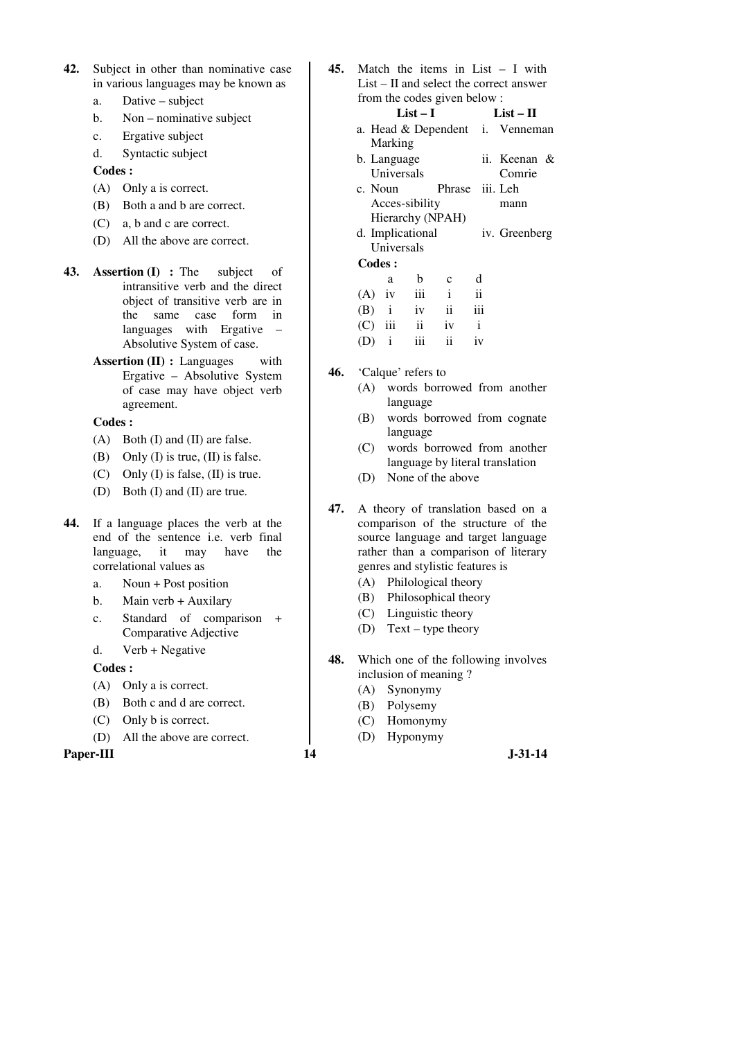**42.** Subject in other than nominative case in various languages may be known as

a. Dative – subject

b. Non – nominative subject

c. Ergative subject

d. Syntactic subject

**Codes :**

(A) Only a is correct.

(B) Both a and b are correct.

(C) a, b and c are correct.

(D) All the above are correct.

**43.** **Assertion (I) :** The subject of intransitive verb and the direct object of transitive verb are in the same case form in languages with Ergative – Absolutive System of case.

**Assertion (II) :** Languages with Ergative – Absolutive System of case may have object verb agreement.

**Codes :**

(A) Both (I) and (II) are false.

(B) Only (I) is true, (II) is false.

(C) Only (I) is false, (II) is true.

(D) Both (I) and (II) are true.

**44.** If a language places the verb at the end of the sentence i.e. verb final language, it may have the correlational values as

a. Noun + Post position

b. Main verb + Auxilary

c. Standard of comparison + Comparative Adjective

d. Verb + Negative

**Codes :**

(A) Only a is correct.

(B) Both c and d are correct.

(C) Only b is correct.

(D) All the above are correct.

**45.** Match the items in List – I with List – II and select the correct answer from the codes given below :

| List – I | List – II |
|---|---|
| a. Head & Dependent Marking | i. Venneman |
| b. Language Universals | ii. Keenan & Comrie |
| c. Noun Phrase Acces-sibility Hierarchy (NPAH) | iii. Leh mann |
| d. Implicational Universals | iv. Greenberg |

**Codes :**

| | a | b | c | d |
|---|---|---|---|---|
| (A) | iv | iii | i | ii |
| (B) | i | iv | ii | iii |
| (C) | iii | ii | iv | i |
| (D) | i | iii | ii | iv |

**46.** 'Calque' refers to

(A) words borrowed from another language

(B) words borrowed from cognate language

(C) words borrowed from another language by literal translation

(D) None of the above

**47.** A theory of translation based on a comparison of the structure of the source language and target language rather than a comparison of literary genres and stylistic features is

(A) Philological theory

(B) Philosophical theory

(C) Linguistic theory

(D) Text – type theory

**48.** Which one of the following involves inclusion of meaning ?

(A) Synonymy

(B) Polysemy

(C) Homonymy

(D) Hyponymy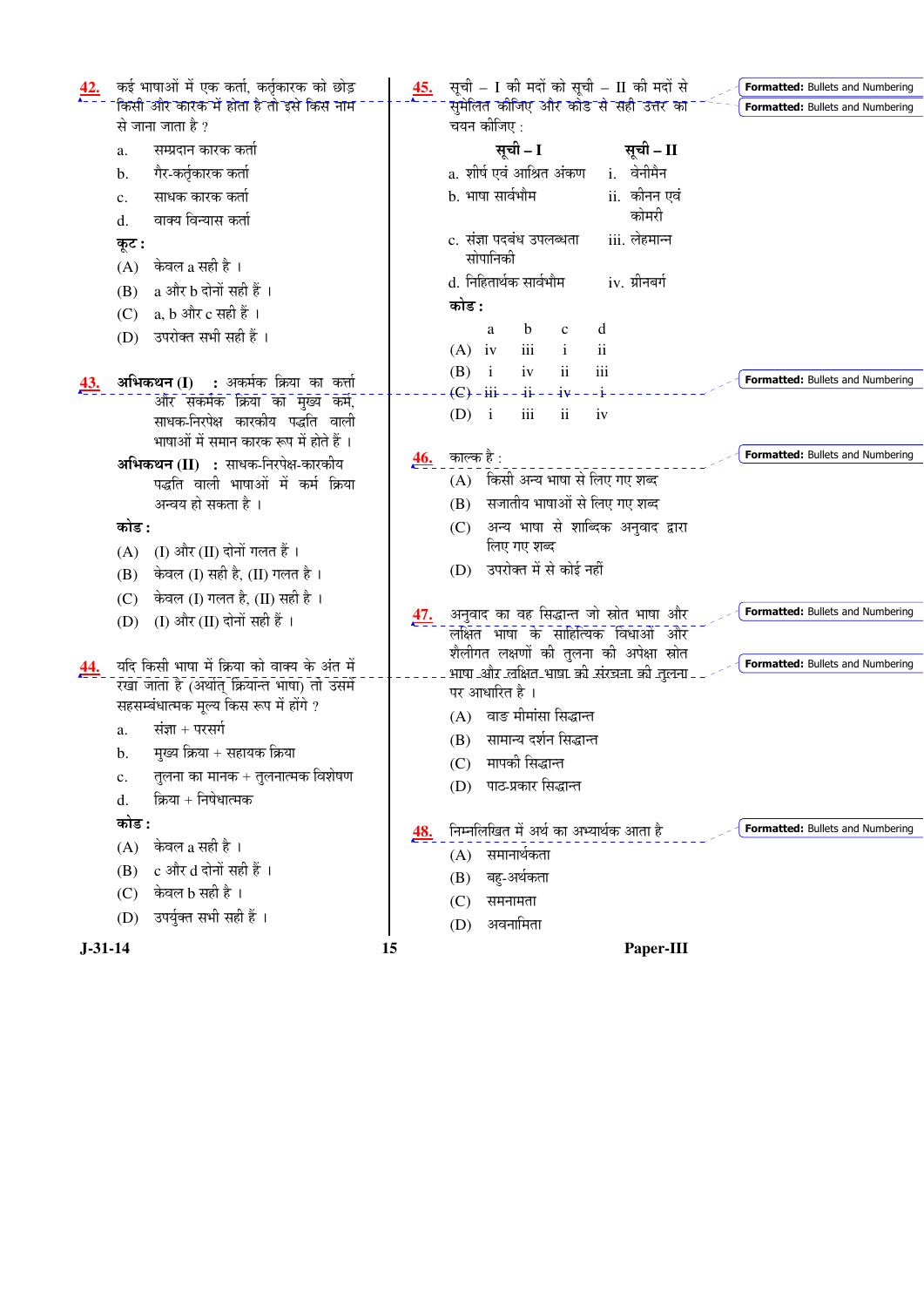42. कई भाषाओं में एक कर्ता, कर्तृकारक को छोड़ किसी और कारक में होता है तो इसे किस नाम से जाना जाता है ?

a. सम्प्रदान कारक कर्ता
b. गैर-कर्तृकारक कर्ता
c. साधक कारक कर्ता
d. वाक्य विन्यास कर्ता

**कूट :**

(A) केवल a सही है ।
(B) a और b दोनों सही हैं ।
(C) a, b और c सही हैं ।
(D) उपरोक्त सभी सही हैं ।

43. **अभिकथन (I)** : अकर्मक क्रिया का कर्ता और सकर्मक क्रिया का मुख्य कर्म, साधक-निरपेक्ष कारकीय पद्धति वाली भाषाओं में समान कारक रूप में होते हैं ।

**अभिकथन (II)** : साधक-निरपेक्ष-कारकीय पद्धति वाली भाषाओं में कर्म क्रिया अन्वय हो सकता है ।

**कोड :**

(A) (I) और (II) दोनों गलत हैं ।
(B) केवल (I) सही है, (II) गलत है ।
(C) केवल (I) गलत है, (II) सही है ।
(D) (I) और (II) दोनों सही हैं ।

44. यदि किसी भाषा में क्रिया को वाक्य के अंत में रखा जाता है (अर्थात् क्रियान्त भाषा) तो उसमें सहसम्बंधात्मक मूल्य किस रूप में होंगे ?

a. संज्ञा + परसर्ग
b. मुख्य क्रिया + सहायक क्रिया
c. तुलना का मानक + तुलनात्मक विशेषण
d. क्रिया + निषेधात्मक

**कोड :**

(A) केवल a सही है ।
(B) c और d दोनों सही हैं ।
(C) केवल b सही है ।
(D) उपर्युक्त सभी सही हैं ।

45. सूची – I की मदों को सूची – II की मदों से सुमेलित कीजिए और कोड से सही उत्तर का चयन कीजिए :

| सूची – I | सूची – II |
|---|---|
| a. शीर्ष एवं आश्रित अंकण | i. वेनीमैन |
| b. भाषा सार्वभौम | ii. कीनन एवं कोमरी |
| c. संज्ञा पदबंध उपलब्धता सोपानिकी | iii. लेहमान्न |
| d. निहितार्थक सार्वभौम | iv. ग्रीनबर्ग |

**कोड :**

| | a | b | c | d |
|---|---|---|---|---|
| (A) | iv | iii | i | ii |
| (B) | i | iv | ii | iii |
| (C) | iii | ii | iv | i |
| (D) | i | iii | ii | iv |

46. काल्क है :

(A) किसी अन्य भाषा से लिए गए शब्द
(B) सजातीय भाषाओं से लिए गए शब्द
(C) अन्य भाषा से शाब्दिक अनुवाद द्वारा लिए गए शब्द
(D) उपरोक्त में से कोई नहीं

47. अनुवाद का वह सिद्धान्त जो स्रोत भाषा और लक्षित भाषा के साहित्यिक विधाओं और शैलीगत लक्षणों की तुलना की अपेक्षा स्रोत भाषा और लक्षित भाषा की संरचना की तुलना पर आधारित है ।

(A) वाङ मीमांसा सिद्धान्त
(B) सामान्य दर्शन सिद्धान्त
(C) मापकी सिद्धान्त
(D) पाठ-प्रकार सिद्धान्त

48. निम्नलिखित में अर्थ का अभ्यार्थक आता है

(A) समानार्थकता
(B) बहु-अर्थकता
(C) समनामता
(D) अवनामिता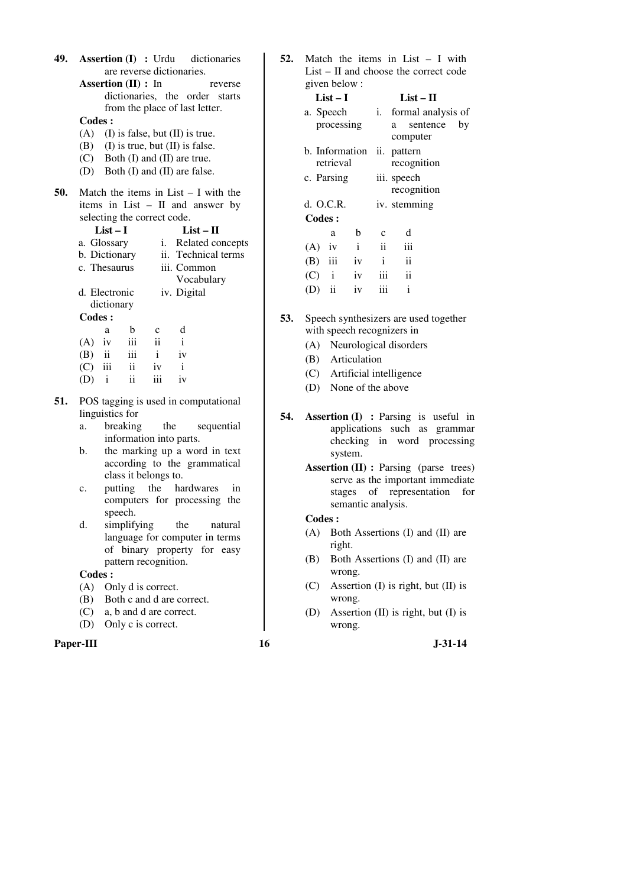**49.** **Assertion (I) :** Urdu dictionaries are reverse dictionaries.

**Assertion (II) :** In reverse dictionaries, the order starts from the place of last letter.

**Codes :**

(A) (I) is false, but (II) is true.

(B) (I) is true, but (II) is false.

(C) Both (I) and (II) are true.

(D) Both (I) and (II) are false.

**50.** Match the items in List – I with the items in List – II and answer by selecting the correct code.

| List – I | List – II |
|---|---|
| a. Glossary | i. Related concepts |
| b. Dictionary | ii. Technical terms |
| c. Thesaurus | iii. Common Vocabulary |
| d. Electronic dictionary | iv. Digital |

**Codes :**

| | a | b | c | d |
|---|---|---|---|---|
| (A) | iv | iii | ii | i |
| (B) | ii | iii | i | iv |
| (C) | iii | ii | iv | i |
| (D) | i | ii | iii | iv |

**51.** POS tagging is used in computational linguistics for

a. breaking the sequential information into parts.

b. the marking up a word in text according to the grammatical class it belongs to.

c. putting the hardwares in computers for processing the speech.

d. simplifying the natural language for computer in terms of binary property for easy pattern recognition.

**Codes :**

(A) Only d is correct.

(B) Both c and d are correct.

(C) a, b and d are correct.

(D) Only c is correct.

**52.** Match the items in List – I with List – II and choose the correct code given below :

| List – I | List – II |
|---|---|
| a. Speech processing | i. formal analysis of a sentence by computer |
| b. Information retrieval | ii. pattern recognition |
| c. Parsing | iii. speech recognition |
| d. O.C.R. | iv. stemming |

**Codes :**

| | a | b | c | d |
|---|---|---|---|---|
| (A) | iv | i | ii | iii |
| (B) | iii | iv | i | ii |
| (C) | i | iv | iii | ii |
| (D) | ii | iv | iii | i |

**53.** Speech synthesizers are used together with speech recognizers in

(A) Neurological disorders

(B) Articulation

(C) Artificial intelligence

(D) None of the above

**54.** **Assertion (I) :** Parsing is useful in applications such as grammar checking in word processing system.

**Assertion (II) :** Parsing (parse trees) serve as the important immediate stages of representation for semantic analysis.

**Codes :**

(A) Both Assertions (I) and (II) are right.

(B) Both Assertions (I) and (II) are wrong.

(C) Assertion (I) is right, but (II) is wrong.

(D) Assertion (II) is right, but (I) is wrong.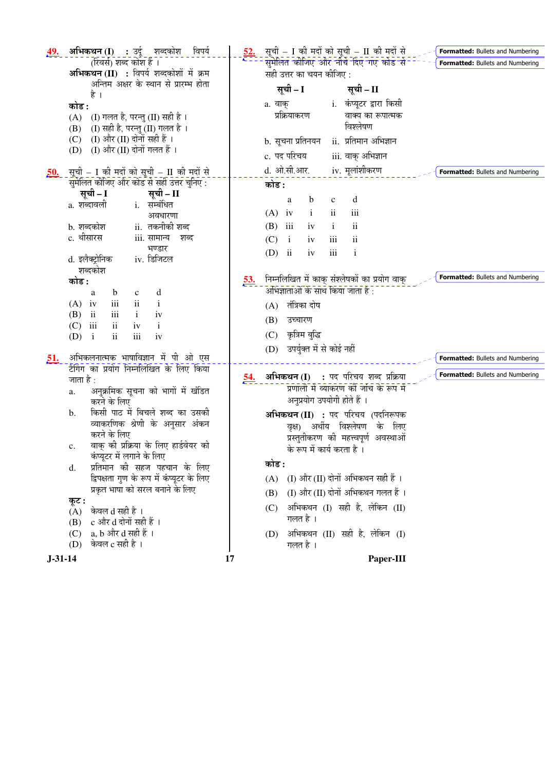**49.** **अभिकथन (I)** : उर्दू शब्दकोश विपर्य (रिवर्स) शब्द कोश हैं ।

**अभिकथन (II)** : विपर्य शब्दकोशों में क्रम अन्तिम अक्षर के स्थान से प्रारम्भ होता है ।

**कोड :**

(A) (I) गलत है, परन्तु (II) सही है ।

(B) (I) सही है, परन्तु (II) गलत है ।

(C) (I) और (II) दोनों सही हैं ।

(D) (I) और (II) दोनों गलत हैं ।

**50.** सूची – I की मदों को सूची – II की मदों से सुमेलित कीजिए और कोड से सही उत्तर चुनिए :

| सूची – I | सूची – II |
|---|---|
| a. शब्दावली | i. सम्बंधित अवधारणा |
| b. शब्दकोश | ii. तकनीकी शब्द |
| c. थीसारस | iii. सामान्य शब्द भण्डार |
| d. इलैक्ट्रोनिक शब्दकोश | iv. डिजिटल |

**कोड :**

| | a | b | c | d |
|---|---|---|---|---|
| (A) | iv | iii | ii | i |
| (B) | ii | iii | i | iv |
| (C) | iii | ii | iv | i |
| (D) | i | ii | iii | iv |

**51.** अभिकलनात्मक भाषाविज्ञान में पी ओ एस टैगिंग का प्रयोग निम्नलिखित के लिए किया जाता है :

a. अनुक्रमिक सूचना को भागों में खंडित करने के लिए

b. किसी पाठ में बिचले शब्द का उसकी व्याकरणिक श्रेणी के अनुसार अंकन करने के लिए

c. वाक् की प्रक्रिया के लिए हार्डवेयर को कंप्यूटर में लगाने के लिए

d. प्रतिमान की सहज पहचान के लिए द्विपक्षता गुण के रूप में कंप्यूटर के लिए प्रकृत भाषा को सरल बनाने के लिए

**कूट :**

(A) केवल d सही है ।

(B) c और d दोनों सही हैं ।

(C) a, b और d सही हैं ।

(D) केवल c सही है ।

**52.** सूची – I की मदों को सूची – II की मदों से सुमेलित कीजिए और नीचे दिए गए कोड से सही उत्तर का चयन कीजिए :

| सूची – I | सूची – II |
|---|---|
| a. वाक् प्रक्रियाकरण | i. कंप्यूटर द्वारा किसी वाक्य का रूपात्मक विश्लेषण |
| b. सूचना प्रतिनयन | ii. प्रतिमान अभिज्ञान |
| c. पद परिचय | iii. वाक् अभिज्ञान |
| d. ओ.सी.आर. | iv. मूलांशीकरण |

**कोड :**

| | a | b | c | d |
|---|---|---|---|---|
| (A) | iv | i | ii | iii |
| (B) | iii | iv | i | ii |
| (C) | i | iv | iii | ii |
| (D) | ii | iv | iii | i |

**53.** निम्नलिखित में वाक् संश्लेषकों का प्रयोग वाक् अभिज्ञाताओं के साथ किया जाता है :

(A) तंत्रिका दोष

(B) उच्चारण

(C) कृत्रिम बुद्धि

(D) उपर्युक्त में से कोई नहीं

**54.** **अभिकथन (I)** : पद परिचय शब्द प्रक्रिया प्रणालों में व्याकरण की जाँच के रूप में अनुप्रयोग उपयोगी होते हैं ।

**अभिकथन (II)** : पद परिचय (पदनिरूपक वृक्ष) अर्थीय विश्लेषण के लिए प्रस्तुतीकरण की महत्त्वपूर्ण अवस्थाओं के रूप में कार्य करता है ।

**कोड :**

(A) (I) और (II) दोनों अभिकथन सही हैं ।

(B) (I) और (II) दोनों अभिकथन गलत हैं ।

(C) अभिकथन (I) सही है, लेकिन (II) गलत है ।

(D) अभिकथन (II) सही है, लेकिन (I) गलत है ।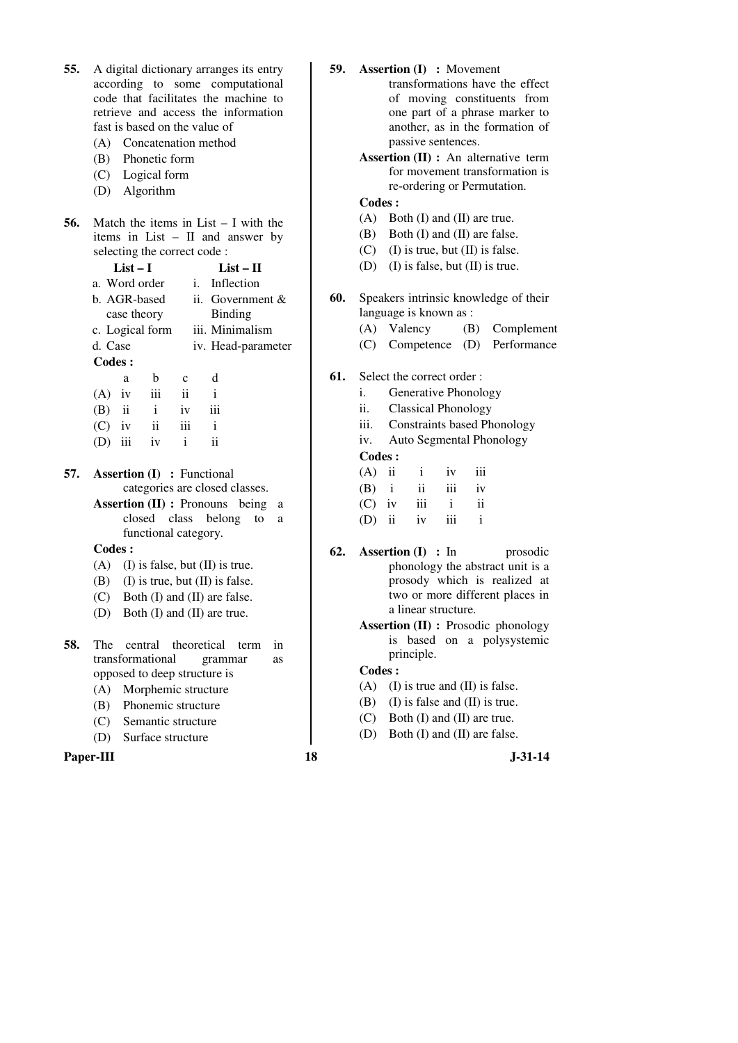55. A digital dictionary arranges its entry according to some computational code that facilitates the machine to retrieve and access the information fast is based on the value of

(A) Concatenation method
(B) Phonetic form
(C) Logical form
(D) Algorithm

56. Match the items in List – I with the items in List – II and answer by selecting the correct code :

| List – I | List – II |
|---|---|
| a. Word order | i. Inflection |
| b. AGR-based case theory | ii. Government & Binding |
| c. Logical form | iii. Minimalism |
| d. Case | iv. Head-parameter |

**Codes :**

| | a | b | c | d |
|---|---|---|---|---|
| (A) | iv | iii | ii | i |
| (B) | ii | i | iv | iii |
| (C) | iv | ii | iii | i |
| (D) | iii | iv | i | ii |

57. **Assertion (I) :** Functional categories are closed classes.

**Assertion (II) :** Pronouns being a closed class belong to a functional category.

**Codes :**

(A) (I) is false, but (II) is true.
(B) (I) is true, but (II) is false.
(C) Both (I) and (II) are false.
(D) Both (I) and (II) are true.

58. The central theoretical term in transformational grammar as opposed to deep structure is

(A) Morphemic structure
(B) Phonemic structure
(C) Semantic structure
(D) Surface structure

59. **Assertion (I) :** Movement transformations have the effect of moving constituents from one part of a phrase marker to another, as in the formation of passive sentences.

**Assertion (II) :** An alternative term for movement transformation is re-ordering or Permutation.

**Codes :**

(A) Both (I) and (II) are true.
(B) Both (I) and (II) are false.
(C) (I) is true, but (II) is false.
(D) (I) is false, but (II) is true.

60. Speakers intrinsic knowledge of their language is known as :

(A) Valency
(B) Complement
(C) Competence
(D) Performance

61. Select the correct order :

i. Generative Phonology
ii. Classical Phonology
iii. Constraints based Phonology
iv. Auto Segmental Phonology

**Codes :**

(A) ii i iv iii
(B) i ii iii iv
(C) iv iii i ii
(D) ii iv iii i

62. **Assertion (I) :** In prosodic phonology the abstract unit is a prosody which is realized at two or more different places in a linear structure.

**Assertion (II) :** Prosodic phonology is based on a polysystemic principle.

**Codes :**

(A) (I) is true and (II) is false.
(B) (I) is false and (II) is true.
(C) Both (I) and (II) are true.
(D) Both (I) and (II) are false.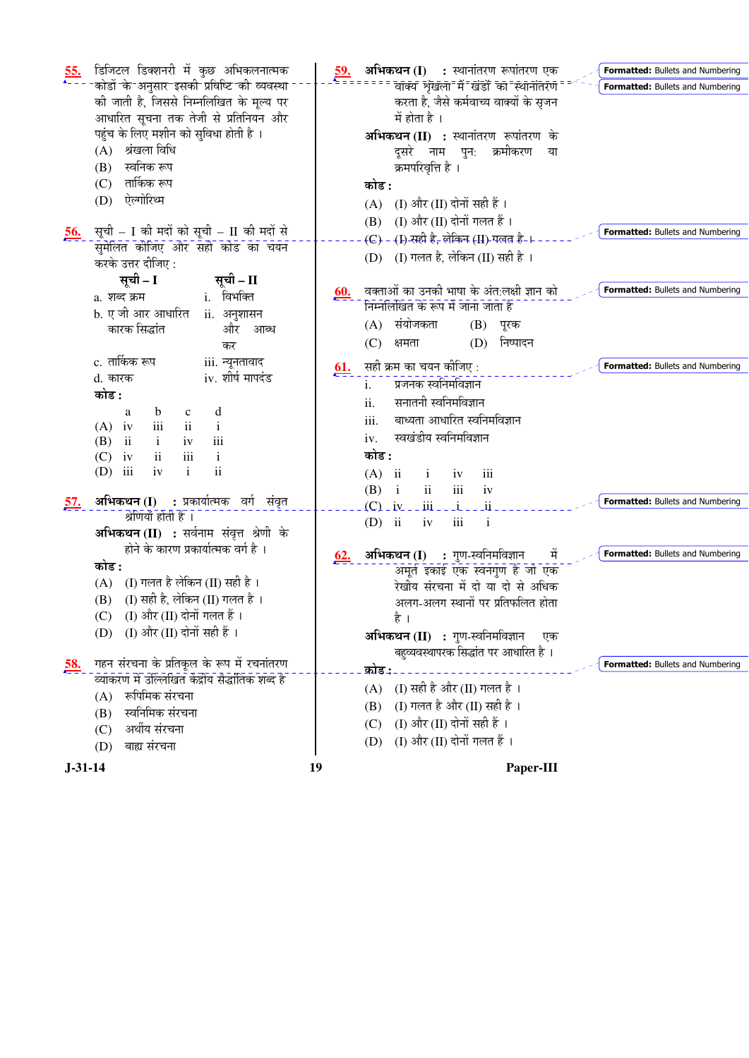**55.** डिजिटल डिक्शनरी में कुछ अभिकलनात्मक कोडों के अनुसार इसकी प्रविष्टि की व्यवस्था की जाती है, जिससे निम्नलिखित के मूल्य पर आधारित सूचना तक तेजी से प्रतिनियन और पहुंच के लिए मशीन को सुविधा होती है ।

(A) श्रंखला विधि

(B) स्वनिक रूप

(C) तार्किक रूप

(D) ऐल्गोरिथ्म

**56.** सूची – I की मदों को सूची – II की मदों से सुमेलित कीजिए और सही कोड का चयन करके उत्तर दीजिए :

| सूची – I | सूची – II |
|---|---|
| a. शब्द क्रम | i. विभक्ति |
| b. ए जी आर आधारित कारक सिद्धांत | ii. अनुशासन और आब्ध कर |
| c. तार्किक रूप | iii. न्यूनतावाद |
| d. कारक | iv. शीर्ष मापदंड |

**कोड :**

| | a | b | c | d |
|---|---|---|---|---|
| (A) | iv | iii | ii | i |
| (B) | ii | i | iv | iii |
| (C) | iv | ii | iii | i |
| (D) | iii | iv | i | ii |

**57.** **अभिकथन (I)** : प्रकार्यात्मक वर्ग संवृत श्रेणियाँ होती हैं ।

**अभिकथन (II)** : सर्वनाम संवृत्त श्रेणी के होने के कारण प्रकार्यात्मक वर्ग है ।

**कोड :**

(A) (I) गलत है लेकिन (II) सही है ।

(B) (I) सही है, लेकिन (II) गलत है ।

(C) (I) और (II) दोनों गलत हैं ।

(D) (I) और (II) दोनों सही हैं ।

**58.** गहन संरचना के प्रतिकूल के रूप में रचनांतरण व्याकरण में उल्लिखित केंद्रीय सैद्धांतिक शब्द है

(A) रूपिमिक संरचना

(B) स्वनिमिक संरचना

(C) अर्थीय संरचना

(D) बाह्य संरचना

**59.** **अभिकथन (I)** : स्थानांतरण रूपांतरण एक वाक्य श्रृंखला में खंडों का स्थानांतरण करता है, जैसे कर्मवाच्य वाक्यों के सृजन में होता है ।

**अभिकथन (II)** : स्थानांतरण रूपांतरण के दूसरे नाम पुन: क्रमीकरण या क्रमपरिवृत्ति है ।

**कोड :**

(A) (I) और (II) दोनों सही हैं ।

(B) (I) और (II) दोनों गलत हैं ।

(C) (I) सही है, लेकिन (II) गलत है ।

(D) (I) गलत है, लेकिन (II) सही है ।

**60.** वक्ताओं का उनकी भाषा के अंत:लक्षी ज्ञान को निम्नलिखित के रूप में जाना जाता है

(A) संयोजकता (B) पूरक

(C) क्षमता (D) निष्पादन

**61.** सही क्रम का चयन कीजिए :

i. प्रजनक स्वनिमविज्ञान

ii. सनातनी स्वनिमविज्ञान

iii. बाध्यता आधारित स्वनिमविज्ञान

iv. स्वखंडीय स्वनिमविज्ञान

**कोड :**

| | | | | |
|---|---|---|---|---|
| (A) | ii | i | iv | iii |
| (B) | i | ii | iii | iv |
| (C) | iv | iii | i | ii |
| (D) | ii | iv | iii | i |

**62.** **अभिकथन (I)** : गुण-स्वनिमविज्ञान में अमूर्त इकाई एक स्वनगुण है जो एक रेखीय संरचना में दो या दो से अधिक अलग-अलग स्थानों पर प्रतिफलित होता है ।

**अभिकथन (II)** : गुण-स्वनिमविज्ञान एक बहुव्यवस्थापरक सिद्धांत पर आधारित है ।

**कोड :**

(A) (I) सही है और (II) गलत है ।

(B) (I) गलत है और (II) सही है ।

(C) (I) और (II) दोनों सही हैं ।

(D) (I) और (II) दोनों गलत हैं ।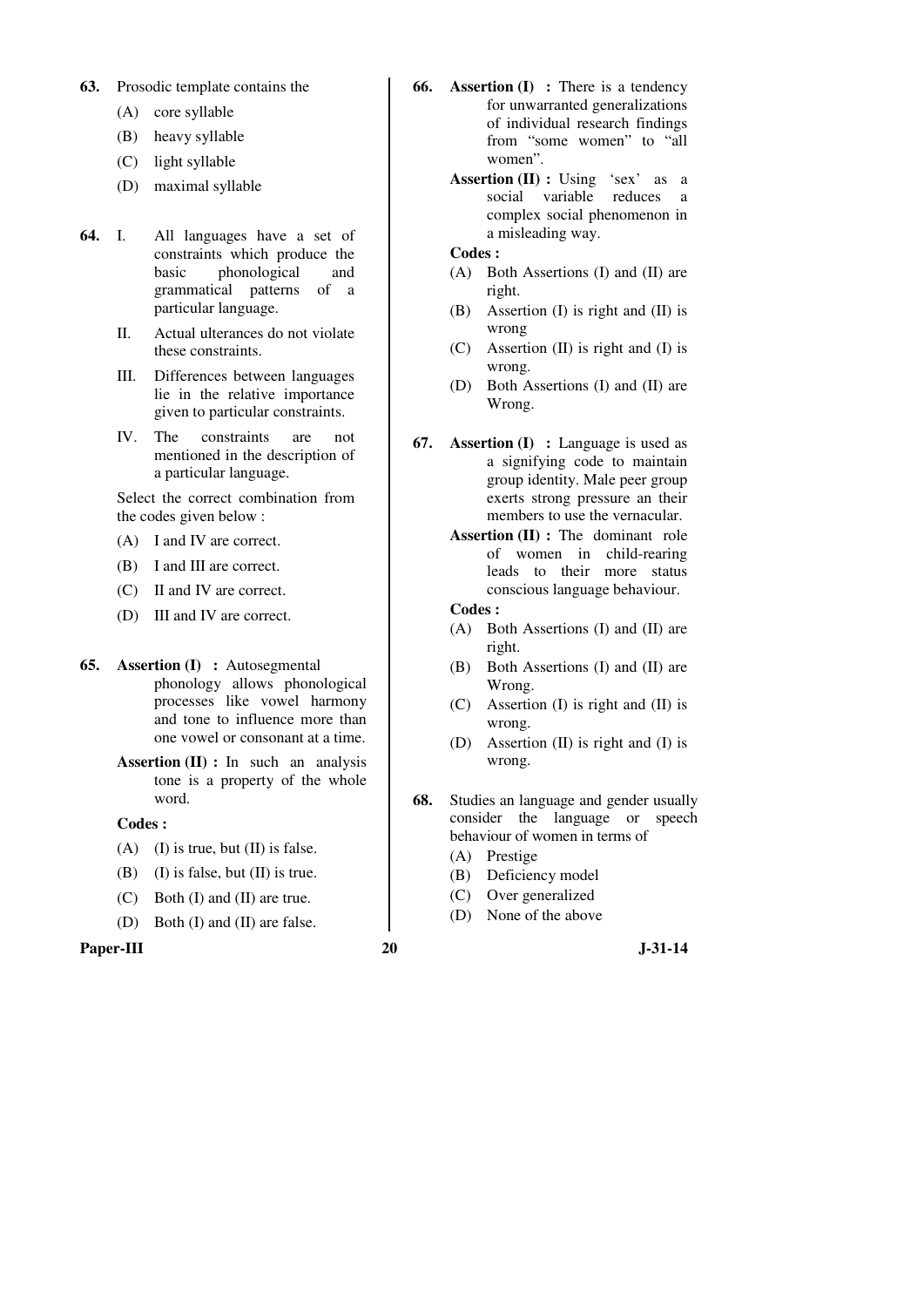63. Prosodic template contains the

(A) core syllable

(B) heavy syllable

(C) light syllable

(D) maximal syllable

64. I. All languages have a set of constraints which produce the basic phonological and grammatical patterns of a particular language.

II. Actual ulterances do not violate these constraints.

III. Differences between languages lie in the relative importance given to particular constraints.

IV. The constraints are not mentioned in the description of a particular language.

Select the correct combination from the codes given below :

(A) I and IV are correct.

(B) I and III are correct.

(C) II and IV are correct.

(D) III and IV are correct.

65. **Assertion (I) :** Autosegmental phonology allows phonological processes like vowel harmony and tone to influence more than one vowel or consonant at a time.

**Assertion (II) :** In such an analysis tone is a property of the whole word.

**Codes :**

(A) (I) is true, but (II) is false.

(B) (I) is false, but (II) is true.

(C) Both (I) and (II) are true.

(D) Both (I) and (II) are false.

66. **Assertion (I) :** There is a tendency for unwarranted generalizations of individual research findings from "some women" to "all women".

**Assertion (II) :** Using 'sex' as a social variable reduces a complex social phenomenon in a misleading way.

**Codes :**

(A) Both Assertions (I) and (II) are right.

(B) Assertion (I) is right and (II) is wrong

(C) Assertion (II) is right and (I) is wrong.

(D) Both Assertions (I) and (II) are Wrong.

67. **Assertion (I) :** Language is used as a signifying code to maintain group identity. Male peer group exerts strong pressure an their members to use the vernacular.

**Assertion (II) :** The dominant role of women in child-rearing leads to their more status conscious language behaviour.

**Codes :**

(A) Both Assertions (I) and (II) are right.

(B) Both Assertions (I) and (II) are Wrong.

(C) Assertion (I) is right and (II) is wrong.

(D) Assertion (II) is right and (I) is wrong.

68. Studies an language and gender usually consider the language or speech behaviour of women in terms of

(A) Prestige

(B) Deficiency model

(C) Over generalized

(D) None of the above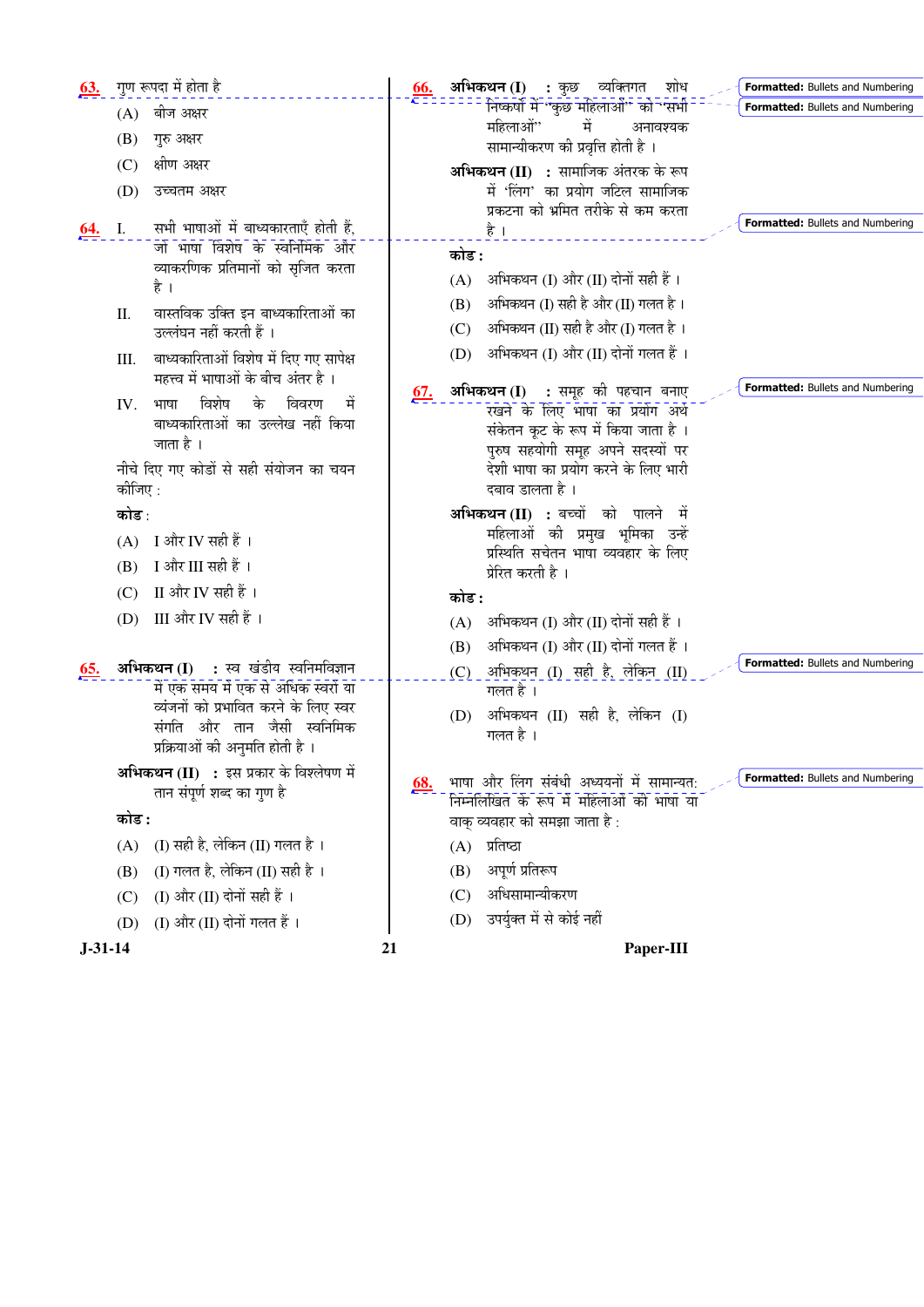63. गुण रूपदा में होता है

(A) बीज अक्षर

(B) गुरु अक्षर

(C) क्षीण अक्षर

(D) उच्चतम अक्षर

64. I. सभी भाषाओं में बाध्यकारताएँ होती हैं, जो भाषा विशेष के स्वनिमिक और व्याकरणिक प्रतिमानों को सृजित करता है ।

II. वास्तविक उक्ति इन बाध्यकारिताओं का उल्लंघन नहीं करती हैं ।

III. बाध्यकारिताओं विशेष में दिए गए सापेक्ष महत्त्व में भाषाओं के बीच अंतर है ।

IV. भाषा विशेष के विवरण में बाध्यकारिताओं का उल्लेख नहीं किया जाता है ।

नीचे दिए गए कोडों से सही संयोजन का चयन कीजिए :

**कोड** :

(A) I और IV सही हैं ।

(B) I और III सही हैं ।

(C) II और IV सही हैं ।

(D) III और IV सही हैं ।

65. **अभिकथन (I)** : स्व खंडीय स्वनिमविज्ञान में एक समय में एक से अधिक स्वरों या व्यंजनों को प्रभावित करने के लिए स्वर संगति और तान जैसी स्वनिमिक प्रक्रियाओं की अनुमति होती है ।

**अभिकथन (II)** : इस प्रकार के विश्लेषण में तान संपूर्ण शब्द का गुण है

**कोड :**

(A) (I) सही है, लेकिन (II) गलत है ।

(B) (I) गलत है, लेकिन (II) सही है ।

(C) (I) और (II) दोनों सही हैं ।

(D) (I) और (II) दोनों गलत हैं ।

66. **अभिकथन (I)** : कुछ व्यक्तिगत शोध निष्कर्षों में "कुछ महिलाओं" को "सभी महिलाओं" में अनावश्यक सामान्यीकरण की प्रवृत्ति होती है ।

**अभिकथन (II)** : सामाजिक अंतरक के रूप में 'लिंग' का प्रयोग जटिल सामाजिक प्रकटना को भ्रमित तरीके से कम करता है ।

**कोड :**

(A) अभिकथन (I) और (II) दोनों सही हैं ।

(B) अभिकथन (I) सही है और (II) गलत है ।

(C) अभिकथन (II) सही है और (I) गलत है ।

(D) अभिकथन (I) और (II) दोनों गलत हैं ।

67. **अभिकथन (I)** : समूह की पहचान बनाए रखने के लिए भाषा का प्रयोग अर्थ संकेतन कूट के रूप में किया जाता है । पुरुष सहयोगी समूह अपने सदस्यों पर देशी भाषा का प्रयोग करने के लिए भारी दबाव डालता है ।

**अभिकथन (II)** : बच्चों को पालने में महिलाओं की प्रमुख भूमिका उन्हें प्रस्थिति सचेतन भाषा व्यवहार के लिए प्रेरित करती है ।

**कोड :**

(A) अभिकथन (I) और (II) दोनों सही हैं ।

(B) अभिकथन (I) और (II) दोनों गलत हैं ।

(C) अभिकथन (I) सही है, लेकिन (II) गलत है ।

(D) अभिकथन (II) सही है, लेकिन (I) गलत है ।

68. भाषा और लिंग संबंधी अध्ययनों में सामान्यत: निम्नलिखित के रूप में महिलाओं की भाषा या वाक् व्यवहार को समझा जाता है :

(A) प्रतिष्ठा

(B) अपूर्ण प्रतिरूप

(C) अधिसामान्यीकरण

(D) उपर्युक्त में से कोई नहीं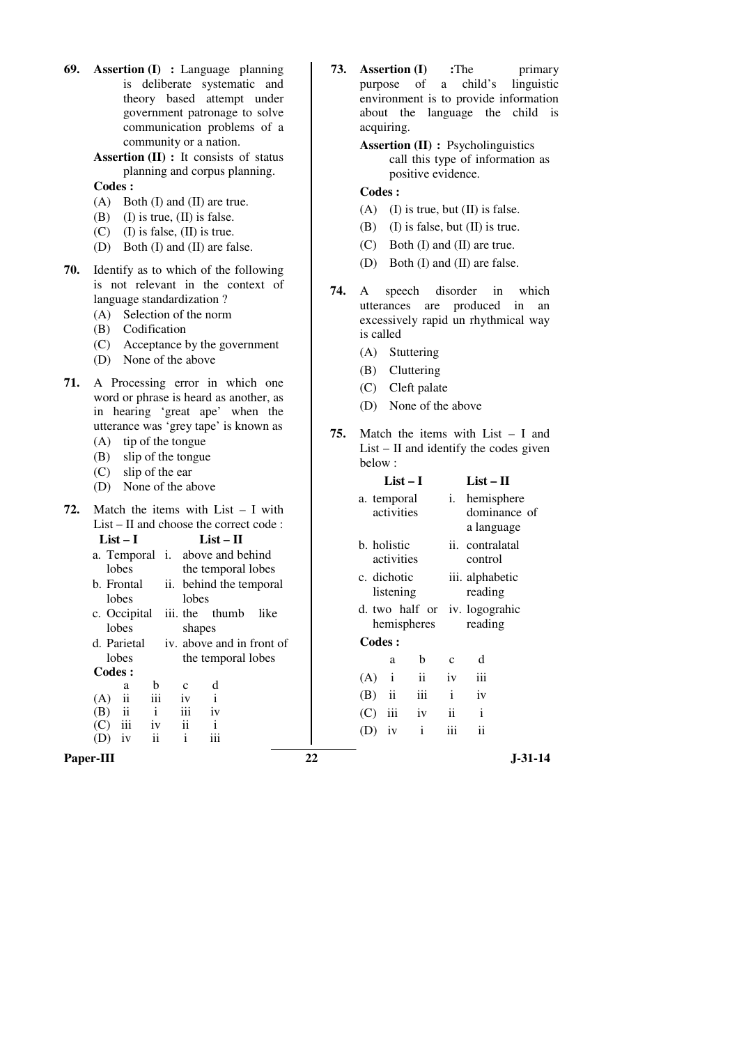**69.** **Assertion (I) :** Language planning is deliberate systematic and theory based attempt under government patronage to solve communication problems of a community or a nation.

**Assertion (II) :** It consists of status planning and corpus planning.

**Codes :**

(A) Both (I) and (II) are true.
(B) (I) is true, (II) is false.
(C) (I) is false, (II) is true.
(D) Both (I) and (II) are false.

**70.** Identify as to which of the following is not relevant in the context of language standardization ?

(A) Selection of the norm
(B) Codification
(C) Acceptance by the government
(D) None of the above

**71.** A Processing error in which one word or phrase is heard as another, as in hearing 'great ape' when the utterance was 'grey tape' is known as

(A) tip of the tongue
(B) slip of the tongue
(C) slip of the ear
(D) None of the above

**72.** Match the items with List – I with List – II and choose the correct code :

| List – I | List – II |
|---|---|
| a. Temporal lobes | i. above and behind the temporal lobes |
| b. Frontal lobes | ii. behind the temporal lobes |
| c. Occipital lobes | iii. the thumb like shapes |
| d. Parietal lobes | iv. above and in front of the temporal lobes |

**Codes :**

| | a | b | c | d |
|---|---|---|---|---|
| (A) | ii | iii | iv | i |
| (B) | ii | i | iii | iv |
| (C) | iii | iv | ii | i |
| (D) | iv | ii | i | iii |

**73.** **Assertion (I) :** The primary purpose of a child's linguistic environment is to provide information about the language the child is acquiring.

**Assertion (II) :** Psycholinguistics call this type of information as positive evidence.

**Codes :**

(A) (I) is true, but (II) is false.
(B) (I) is false, but (II) is true.
(C) Both (I) and (II) are true.
(D) Both (I) and (II) are false.

**74.** A speech disorder in which utterances are produced in an excessively rapid un rhythmical way is called

(A) Stuttering
(B) Cluttering
(C) Cleft palate
(D) None of the above

**75.** Match the items with List – I and List – II and identify the codes given below :

| List – I | List – II |
|---|---|
| a. temporal activities | i. hemisphere dominance of a language |
| b. holistic activities | ii. contralatal control |
| c. dichotic listening | iii. alphabetic reading |
| d. two half or hemispheres | iv. logograhic reading |

**Codes :**

| | a | b | c | d |
|---|---|---|---|---|
| (A) | i | ii | iv | iii |
| (B) | ii | iii | i | iv |
| (C) | iii | iv | ii | i |
| (D) | iv | i | iii | ii |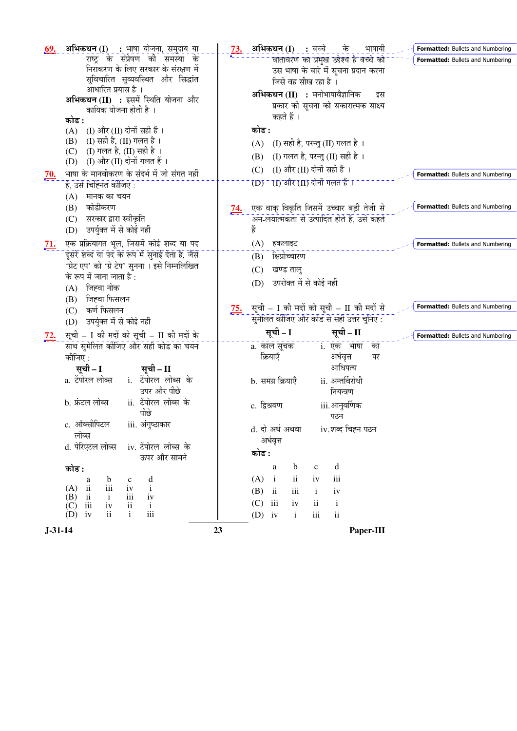69. **अभिकथन (I)** : भाषा योजना, समुदाय या राष्ट्र के संप्रेषण की समस्या के निराकरण के लिए सरकार के संरक्षण में सुविचारित सुव्यवस्थित और सिद्धांत आधारित प्रयास है ।

**अभिकथन (II)** : इसमें स्थिति योजना और कायिक योजना होती है ।

**कोड :**

(A) (I) और (II) दोनों सही हैं ।
(B) (I) सही है, (II) गलत है ।
(C) (I) गलत है, (II) सही है ।
(D) (I) और (II) दोनों गलत हैं ।

70. भाषा के मानवीकरण के संदर्भ में जो संगत नहीं है, उसे चिह्नित कीजिए :

(A) मानक का चयन
(B) कोडीकरण
(C) सरकार द्वारा स्वीकृति
(D) उपर्युक्त में से कोई नहीं

71. एक प्रक्रियागत भूल, जिसमें कोई शब्द या पद दूसरे शब्द या पद के रूप में सुनाई देता है, जैसे 'ग्रेट एप' को 'ग्रे टेप' सुनना । इसे निम्नलिखित के रूप में जाना जाता है :

(A) जिह्वा नोक
(B) जिह्वा फिसलन
(C) कर्ण फिसलन
(D) उपर्युक्त में से कोई नहीं

72. सूची – I की मदों को सूची – II की मदों के साथ सुमेलित कीजिए और सही कोड का चयन कीजिए :

| सूची – I | सूची – II |
|---|---|
| a. टेंपोरल लोब्स | i. टेंपोरल लोब्स के ऊपर और पीछे |
| b. फ्रंटल लोब्स | ii. टेंपोरल लोब्स के पीछे |
| c. ऑक्सीपिटल लोब्स | iii. अंगुष्ठाकार |
| d. पेरिएटल लोब्स | iv. टेंपोरल लोब्स के ऊपर और सामने |

**कोड :**

| | a | b | c | d |
|---|---|---|---|---|
| (A) | ii | iii | iv | i |
| (B) | ii | i | iii | iv |
| (C) | iii | iv | ii | i |
| (D) | iv | ii | i | iii |

73. **अभिकथन (I)** : बच्चे के भाषायी वातावरण का प्रमुख उद्देश्य है बच्चे को उस भाषा के बारे में सूचना प्रदान करना जिसे वह सीख रहा है ।

**अभिकथन (II)** : मनोभाषावैज्ञानिक इस प्रकार की सूचना को सकारात्मक साक्ष्य कहते हैं ।

**कोड :**

(A) (I) सही है, परन्तु (II) गलत है ।
(B) (I) गलत है, परन्तु (II) सही है ।
(C) (I) और (II) दोनों सही हैं ।
(D) (I) और (II) दोनों गलत हैं ।

74. एक वाक् विकृति जिसमें उच्चार बड़ी तेजी से अन-लयात्मकता से उत्पादित होते हैं, उसे कहते हैं

(A) हकलाइट
(B) क्षिप्रोच्चारण
(C) खण्ड तालु
(D) उपरोक्त में से कोई नहीं

75. सूची – I की मदों को सूची – II की मदों से सुमेलित कीजिए और कोड से सही उत्तर चुनिए :

| सूची – I | सूची – II |
|---|---|
| a. काल सूचक क्रियाएँ | i. एक भाषा का अर्धवृत्त पर आधिपत्य |
| b. समग्र क्रियाएँ | ii. अन्तर्विरोधी नियन्त्रण |
| c. द्विश्रवण | iii. आनुवर्णिक पठन |
| d. दो अर्ध अथवा अर्धवृत्त | iv. शब्द चिह्न पठन |

**कोड :**

| | a | b | c | d |
|---|---|---|---|---|
| (A) | i | ii | iv | iii |
| (B) | ii | iii | i | iv |
| (C) | iii | iv | ii | i |
| (D) | iv | i | iii | ii |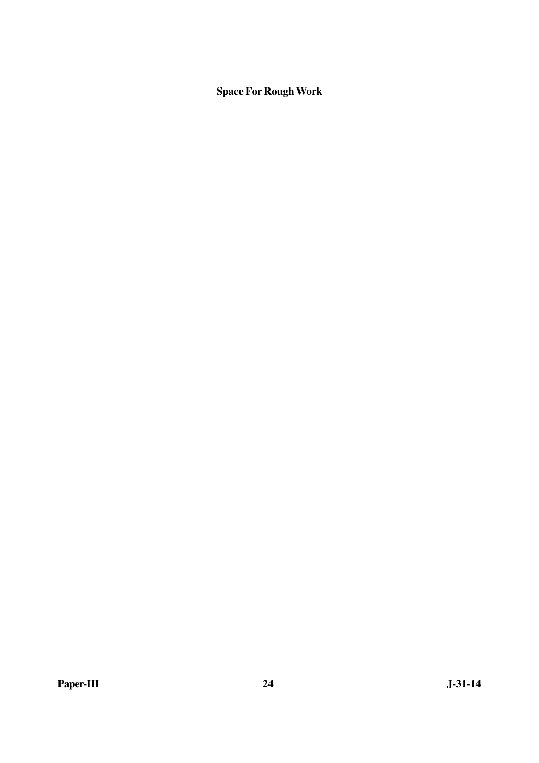**Space For Rough Work**